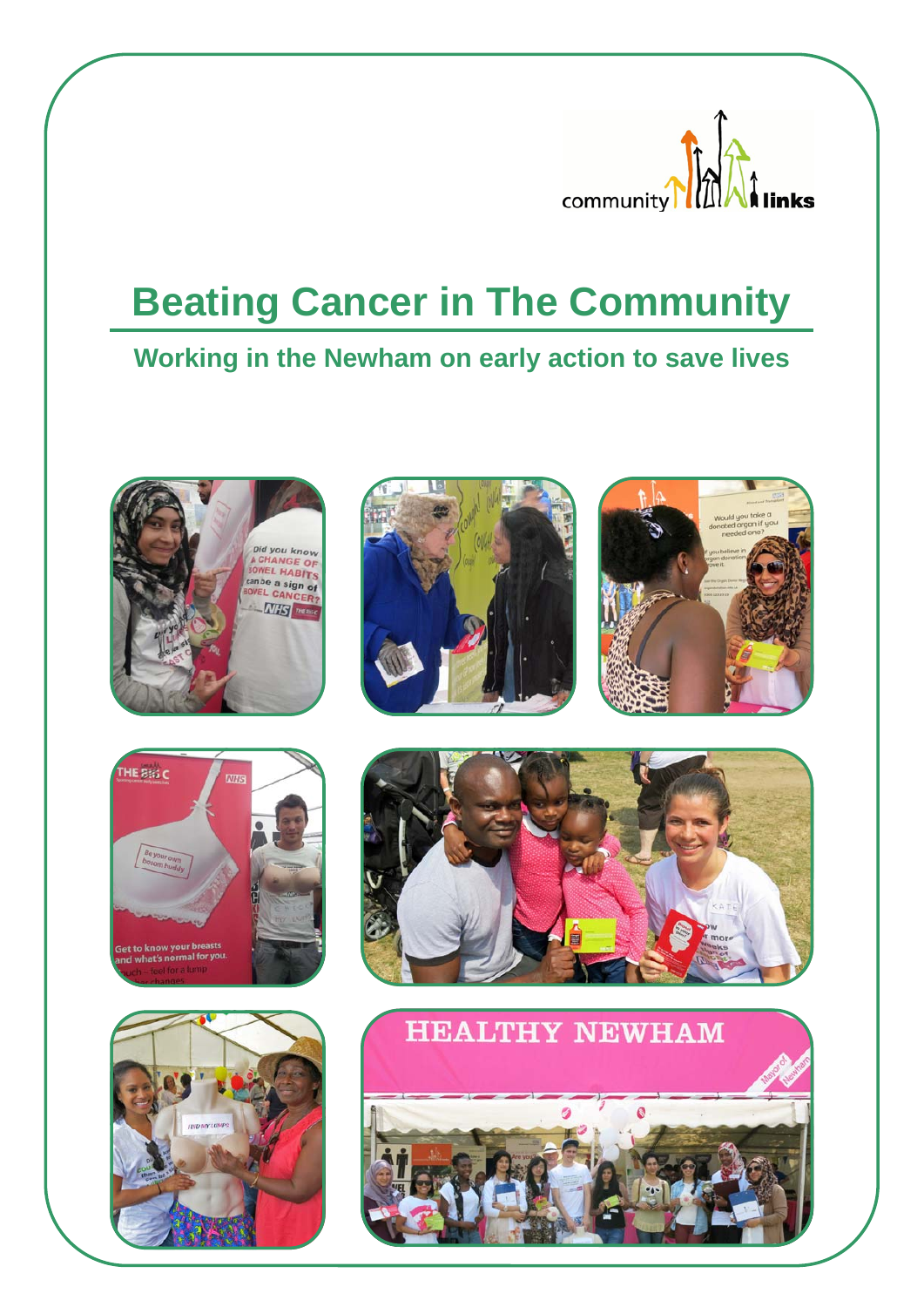community links

# Beating Cancer in The Community

## Working in the Newham on early action to save lives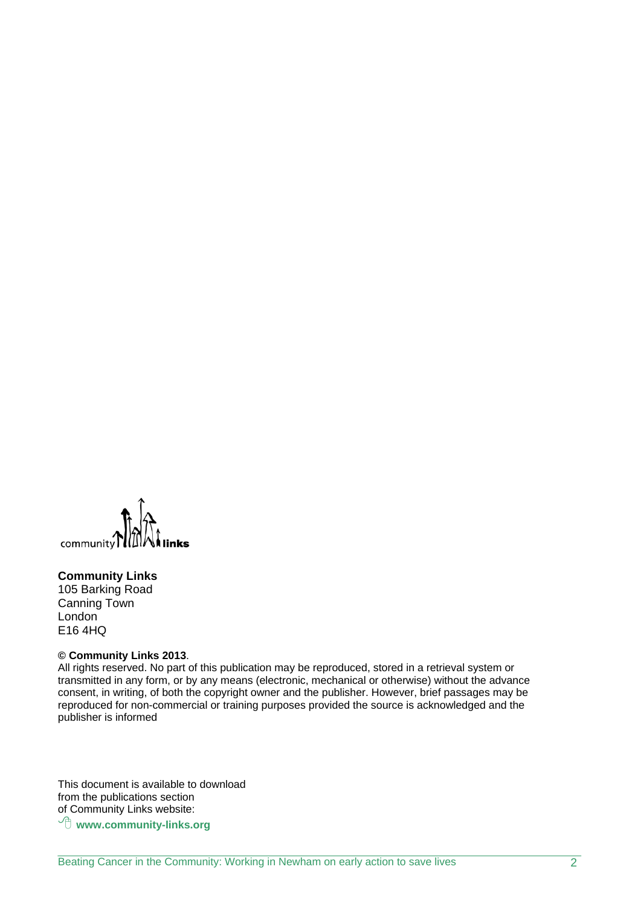community links

**Community Links**
105 Barking Road
Canning Town
London
E16 4HQ

**© Community Links 2013**.
All rights reserved. No part of this publication may be reproduced, stored in a retrieval system or transmitted in any form, or by any means (electronic, mechanical or otherwise) without the advance consent, in writing, of both the copyright owner and the publisher. However, brief passages may be reproduced for non-commercial or training purposes provided the source is acknowledged and the publisher is informed

This document is available to download
from the publications section
of Community Links website:
**www.community-links.org**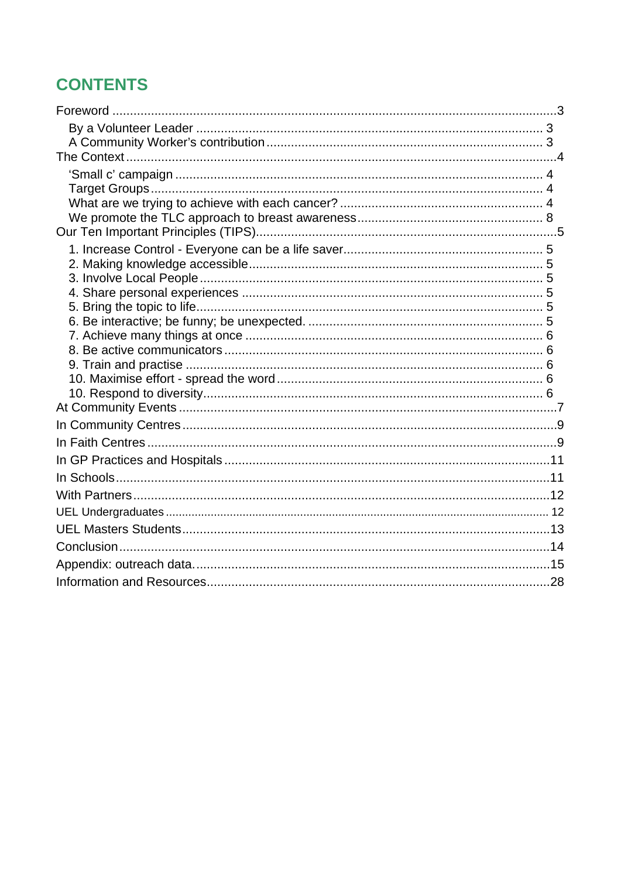# CONTENTS

Foreword ....................................................................................................................3

- By a Volunteer Leader ........................................................................................ 3
- A Community Worker's contribution .................................................................. 3

The Context ...............................................................................................................4

- 'Small c' campaign ............................................................................................. 4
- Target Groups ..................................................................................................... 4
- What are we trying to achieve with each cancer? ............................................. 4
- We promote the TLC approach to breast awareness ........................................ 8

Our Ten Important Principles (TIPS)........................................................................5

- 1. Increase Control - Everyone can be a life saver ............................................ 5
- 2. Making knowledge accessible ........................................................................ 5
- 3. Involve Local People ...................................................................................... 5
- 4. Share personal experiences .......................................................................... 5
- 5. Bring the topic to life ...................................................................................... 5
- 6. Be interactive; be funny; be unexpected. ....................................................... 5
- 7. Achieve many things at once ......................................................................... 6
- 8. Be active communicators ............................................................................... 6
- 9. Train and practise .......................................................................................... 6
- 10. Maximise effort - spread the word ............................................................... 6
- 10. Respond to diversity ..................................................................................... 6

At Community Events ...............................................................................................7

In Community Centres ..............................................................................................9

In Faith Centres ........................................................................................................9

In GP Practices and Hospitals ................................................................................11

In Schools ................................................................................................................11

With Partners ...........................................................................................................12

UEL Undergraduates ...............................................................................................12

UEL Masters Students .............................................................................................13

Conclusion ...............................................................................................................14

Appendix: outreach data. .........................................................................................15

Information and Resources ......................................................................................28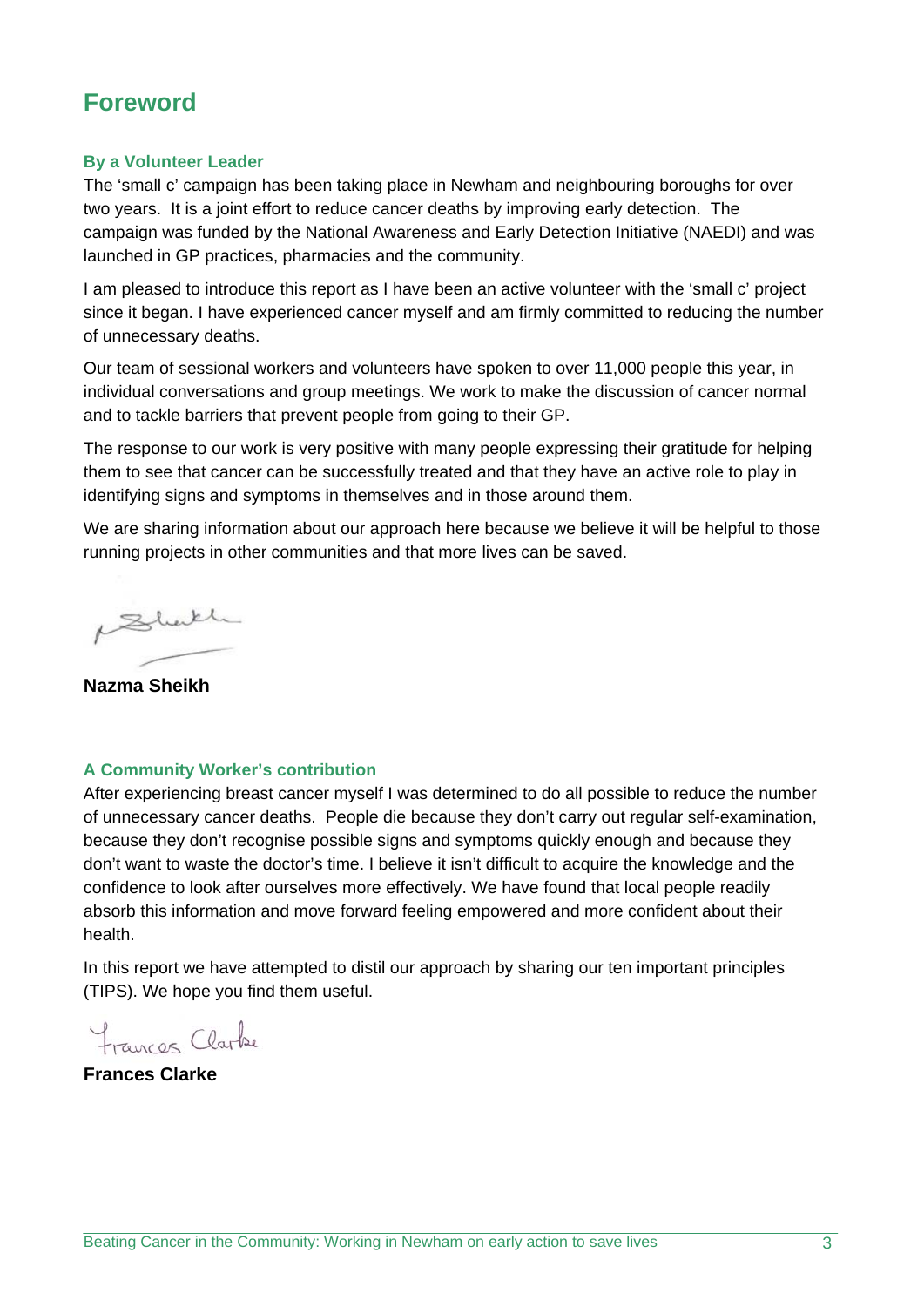# Foreword

### By a Volunteer Leader

The 'small c' campaign has been taking place in Newham and neighbouring boroughs for over two years. It is a joint effort to reduce cancer deaths by improving early detection. The campaign was funded by the National Awareness and Early Detection Initiative (NAEDI) and was launched in GP practices, pharmacies and the community.

I am pleased to introduce this report as I have been an active volunteer with the 'small c' project since it began. I have experienced cancer myself and am firmly committed to reducing the number of unnecessary deaths.

Our team of sessional workers and volunteers have spoken to over 11,000 people this year, in individual conversations and group meetings. We work to make the discussion of cancer normal and to tackle barriers that prevent people from going to their GP.

The response to our work is very positive with many people expressing their gratitude for helping them to see that cancer can be successfully treated and that they have an active role to play in identifying signs and symptoms in themselves and in those around them.

We are sharing information about our approach here because we believe it will be helpful to those running projects in other communities and that more lives can be saved.

**Nazma Sheikh**

### A Community Worker's contribution

After experiencing breast cancer myself I was determined to do all possible to reduce the number of unnecessary cancer deaths. People die because they don't carry out regular self-examination, because they don't recognise possible signs and symptoms quickly enough and because they don't want to waste the doctor's time. I believe it isn't difficult to acquire the knowledge and the confidence to look after ourselves more effectively. We have found that local people readily absorb this information and move forward feeling empowered and more confident about their health.

In this report we have attempted to distil our approach by sharing our ten important principles (TIPS). We hope you find them useful.

**Frances Clarke**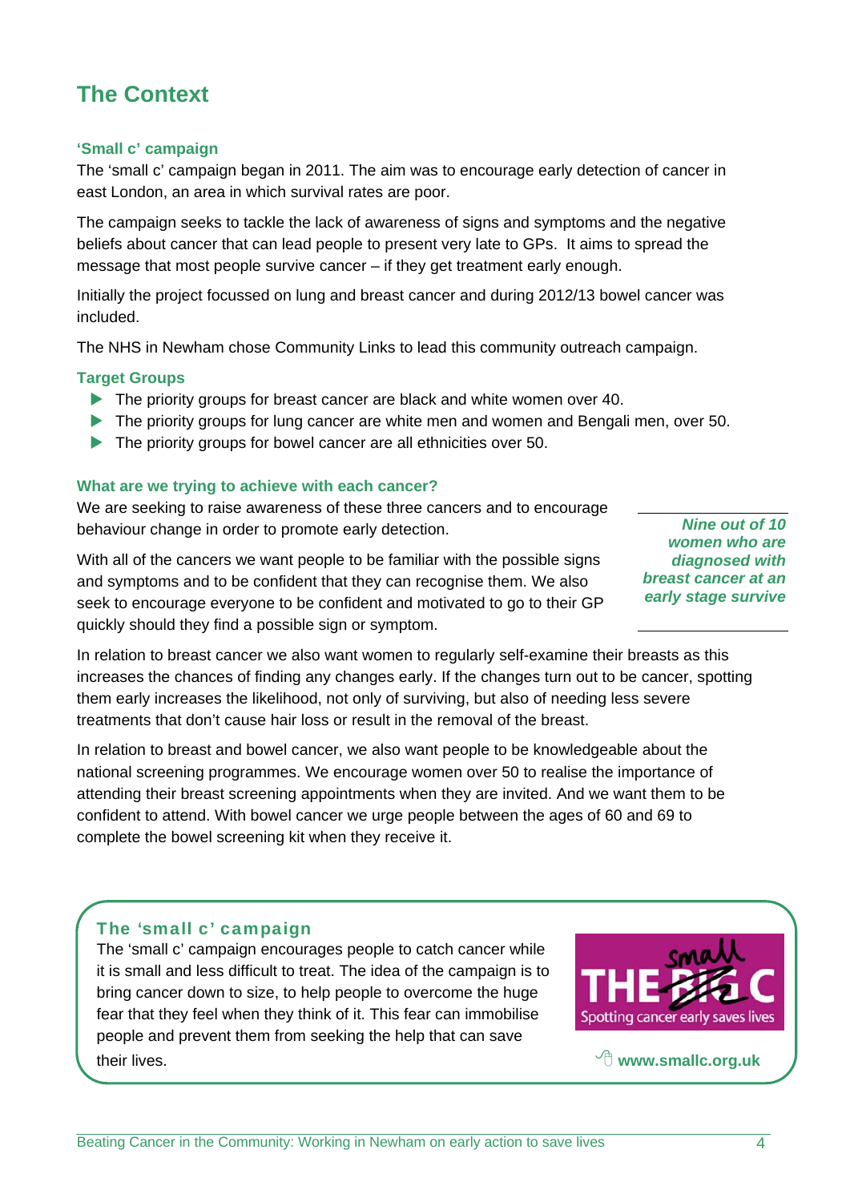## The Context

### 'Small c' campaign

The 'small c' campaign began in 2011. The aim was to encourage early detection of cancer in east London, an area in which survival rates are poor.

The campaign seeks to tackle the lack of awareness of signs and symptoms and the negative beliefs about cancer that can lead people to present very late to GPs. It aims to spread the message that most people survive cancer – if they get treatment early enough.

Initially the project focussed on lung and breast cancer and during 2012/13 bowel cancer was included.

The NHS in Newham chose Community Links to lead this community outreach campaign.

### Target Groups

- The priority groups for breast cancer are black and white women over 40.
- The priority groups for lung cancer are white men and women and Bengali men, over 50.
- The priority groups for bowel cancer are all ethnicities over 50.

### What are we trying to achieve with each cancer?

We are seeking to raise awareness of these three cancers and to encourage behaviour change in order to promote early detection.

With all of the cancers we want people to be familiar with the possible signs and symptoms and to be confident that they can recognise them. We also seek to encourage everyone to be confident and motivated to go to their GP quickly should they find a possible sign or symptom.

***Nine out of 10 women who are diagnosed with breast cancer at an early stage survive***

In relation to breast cancer we also want women to regularly self-examine their breasts as this increases the chances of finding any changes early. If the changes turn out to be cancer, spotting them early increases the likelihood, not only of surviving, but also of needing less severe treatments that don't cause hair loss or result in the removal of the breast.

In relation to breast and bowel cancer, we also want people to be knowledgeable about the national screening programmes. We encourage women over 50 to realise the importance of attending their breast screening appointments when they are invited. And we want them to be confident to attend. With bowel cancer we urge people between the ages of 60 and 69 to complete the bowel screening kit when they receive it.

### The 'small c' campaign

The 'small c' campaign encourages people to catch cancer while it is small and less difficult to treat. The idea of the campaign is to bring cancer down to size, to help people to overcome the huge fear that they feel when they think of it. This fear can immobilise people and prevent them from seeking the help that can save their lives.

THE small C – Spotting cancer early saves lives

**www.smallc.org.uk**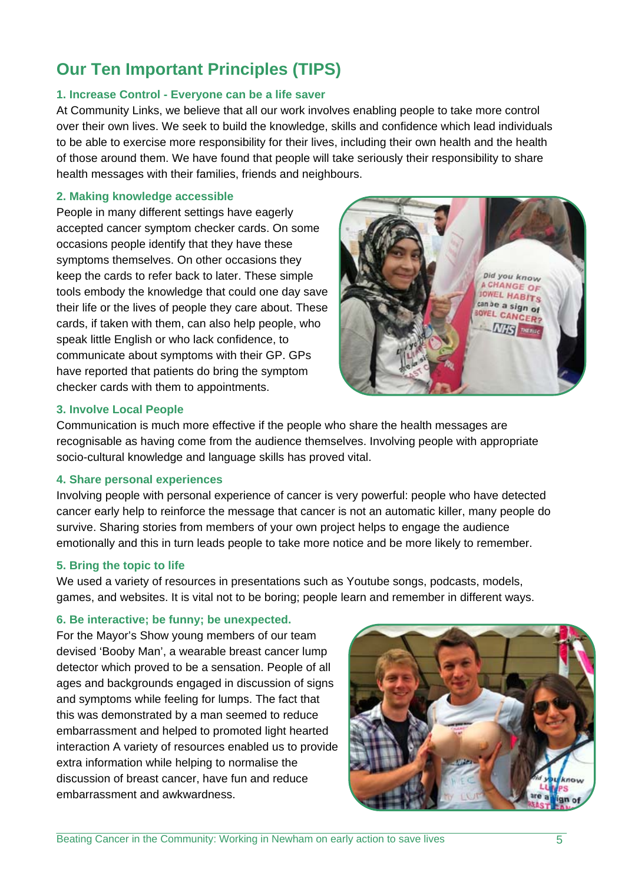## Our Ten Important Principles (TIPS)

### 1. Increase Control - Everyone can be a life saver

At Community Links, we believe that all our work involves enabling people to take more control over their own lives. We seek to build the knowledge, skills and confidence which lead individuals to be able to exercise more responsibility for their lives, including their own health and the health of those around them. We have found that people will take seriously their responsibility to share health messages with their families, friends and neighbours.

### 2. Making knowledge accessible

People in many different settings have eagerly accepted cancer symptom checker cards. On some occasions people identify that they have these symptoms themselves. On other occasions they keep the cards to refer back to later. These simple tools embody the knowledge that could one day save their life or the lives of people they care about. These cards, if taken with them, can also help people, who speak little English or who lack confidence, to communicate about symptoms with their GP. GPs have reported that patients do bring the symptom checker cards with them to appointments.

### 3. Involve Local People

Communication is much more effective if the people who share the health messages are recognisable as having come from the audience themselves. Involving people with appropriate socio-cultural knowledge and language skills has proved vital.

### 4. Share personal experiences

Involving people with personal experience of cancer is very powerful: people who have detected cancer early help to reinforce the message that cancer is not an automatic killer, many people do survive. Sharing stories from members of your own project helps to engage the audience emotionally and this in turn leads people to take more notice and be more likely to remember.

### 5. Bring the topic to life

We used a variety of resources in presentations such as Youtube songs, podcasts, models, games, and websites. It is vital not to be boring; people learn and remember in different ways.

### 6. Be interactive; be funny; be unexpected.

For the Mayor's Show young members of our team devised 'Booby Man', a wearable breast cancer lump detector which proved to be a sensation. People of all ages and backgrounds engaged in discussion of signs and symptoms while feeling for lumps. The fact that this was demonstrated by a man seemed to reduce embarrassment and helped to promoted light hearted interaction A variety of resources enabled us to provide extra information while helping to normalise the discussion of breast cancer, have fun and reduce embarrassment and awkwardness.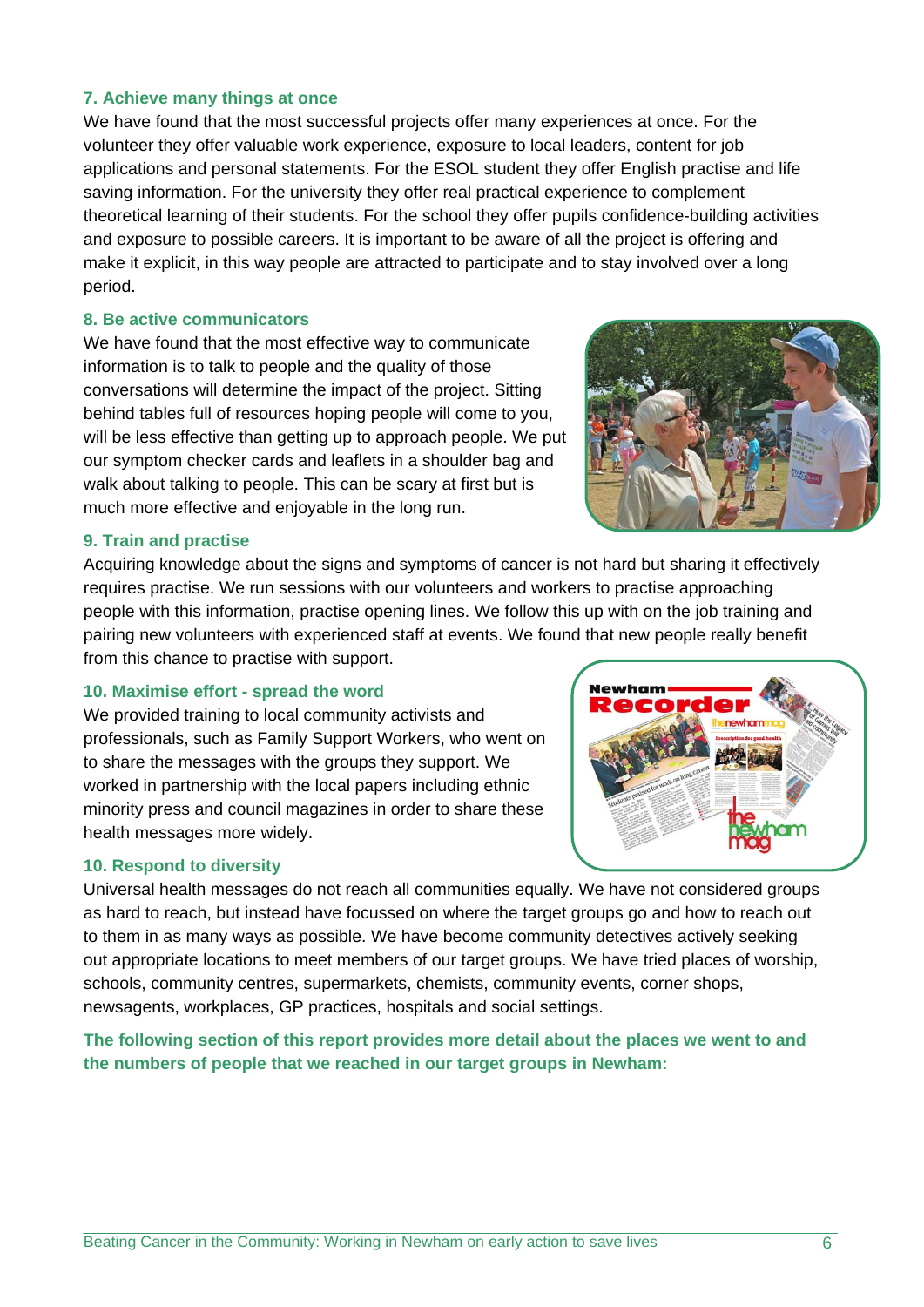### 7. Achieve many things at once

We have found that the most successful projects offer many experiences at once. For the volunteer they offer valuable work experience, exposure to local leaders, content for job applications and personal statements. For the ESOL student they offer English practise and life saving information. For the university they offer real practical experience to complement theoretical learning of their students. For the school they offer pupils confidence-building activities and exposure to possible careers. It is important to be aware of all the project is offering and make it explicit, in this way people are attracted to participate and to stay involved over a long period.

### 8. Be active communicators

We have found that the most effective way to communicate information is to talk to people and the quality of those conversations will determine the impact of the project. Sitting behind tables full of resources hoping people will come to you, will be less effective than getting up to approach people. We put our symptom checker cards and leaflets in a shoulder bag and walk about talking to people. This can be scary at first but is much more effective and enjoyable in the long run.

### 9. Train and practise

Acquiring knowledge about the signs and symptoms of cancer is not hard but sharing it effectively requires practise. We run sessions with our volunteers and workers to practise approaching people with this information, practise opening lines. We follow this up with on the job training and pairing new volunteers with experienced staff at events. We found that new people really benefit from this chance to practise with support.

### 10. Maximise effort - spread the word

We provided training to local community activists and professionals, such as Family Support Workers, who went on to share the messages with the groups they support. We worked in partnership with the local papers including ethnic minority press and council magazines in order to share these health messages more widely.

### 10. Respond to diversity

Universal health messages do not reach all communities equally. We have not considered groups as hard to reach, but instead have focussed on where the target groups go and how to reach out to them in as many ways as possible. We have become community detectives actively seeking out appropriate locations to meet members of our target groups. We have tried places of worship, schools, community centres, supermarkets, chemists, community events, corner shops, newsagents, workplaces, GP practices, hospitals and social settings.

**The following section of this report provides more detail about the places we went to and the numbers of people that we reached in our target groups in Newham:**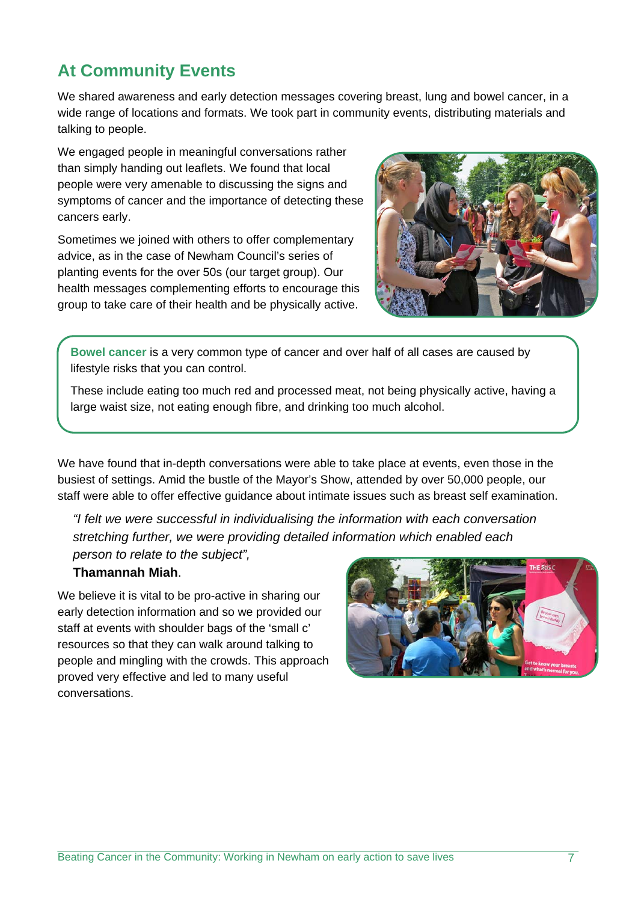## At Community Events

We shared awareness and early detection messages covering breast, lung and bowel cancer, in a wide range of locations and formats. We took part in community events, distributing materials and talking to people.

We engaged people in meaningful conversations rather than simply handing out leaflets. We found that local people were very amenable to discussing the signs and symptoms of cancer and the importance of detecting these cancers early.

Sometimes we joined with others to offer complementary advice, as in the case of Newham Council's series of planting events for the over 50s (our target group). Our health messages complementing efforts to encourage this group to take care of their health and be physically active.

**Bowel cancer** is a very common type of cancer and over half of all cases are caused by lifestyle risks that you can control.

These include eating too much red and processed meat, not being physically active, having a large waist size, not eating enough fibre, and drinking too much alcohol.

We have found that in-depth conversations were able to take place at events, even those in the busiest of settings. Amid the bustle of the Mayor's Show, attended by over 50,000 people, our staff were able to offer effective guidance about intimate issues such as breast self examination.

> *"I felt we were successful in individualising the information with each conversation stretching further, we were providing detailed information which enabled each person to relate to the subject",*
> **Thamannah Miah**.

We believe it is vital to be pro-active in sharing our early detection information and so we provided our staff at events with shoulder bags of the 'small c' resources so that they can walk around talking to people and mingling with the crowds. This approach proved very effective and led to many useful conversations.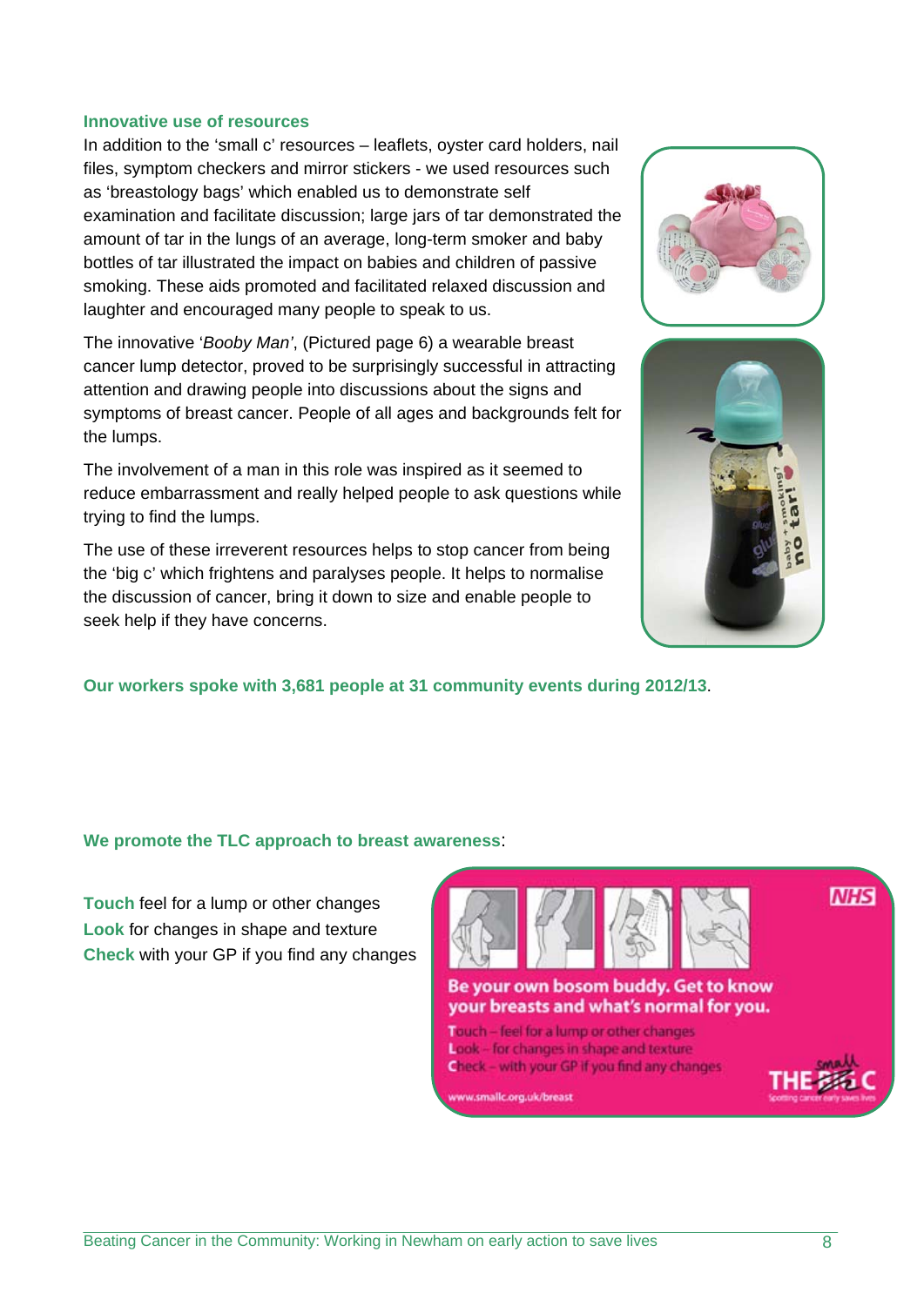### Innovative use of resources

In addition to the 'small c' resources – leaflets, oyster card holders, nail files, symptom checkers and mirror stickers - we used resources such as 'breastology bags' which enabled us to demonstrate self examination and facilitate discussion; large jars of tar demonstrated the amount of tar in the lungs of an average, long-term smoker and baby bottles of tar illustrated the impact on babies and children of passive smoking. These aids promoted and facilitated relaxed discussion and laughter and encouraged many people to speak to us.

The innovative '*Booby Man'*, (Pictured page 6) a wearable breast cancer lump detector, proved to be surprisingly successful in attracting attention and drawing people into discussions about the signs and symptoms of breast cancer. People of all ages and backgrounds felt for the lumps.

The involvement of a man in this role was inspired as it seemed to reduce embarrassment and really helped people to ask questions while trying to find the lumps.

The use of these irreverent resources helps to stop cancer from being the 'big c' which frightens and paralyses people. It helps to normalise the discussion of cancer, bring it down to size and enable people to seek help if they have concerns.

**Our workers spoke with 3,681 people at 31 community events during 2012/13**.

**We promote the TLC approach to breast awareness**:

**Touch** feel for a lump or other changes
**Look** for changes in shape and texture
**Check** with your GP if you find any changes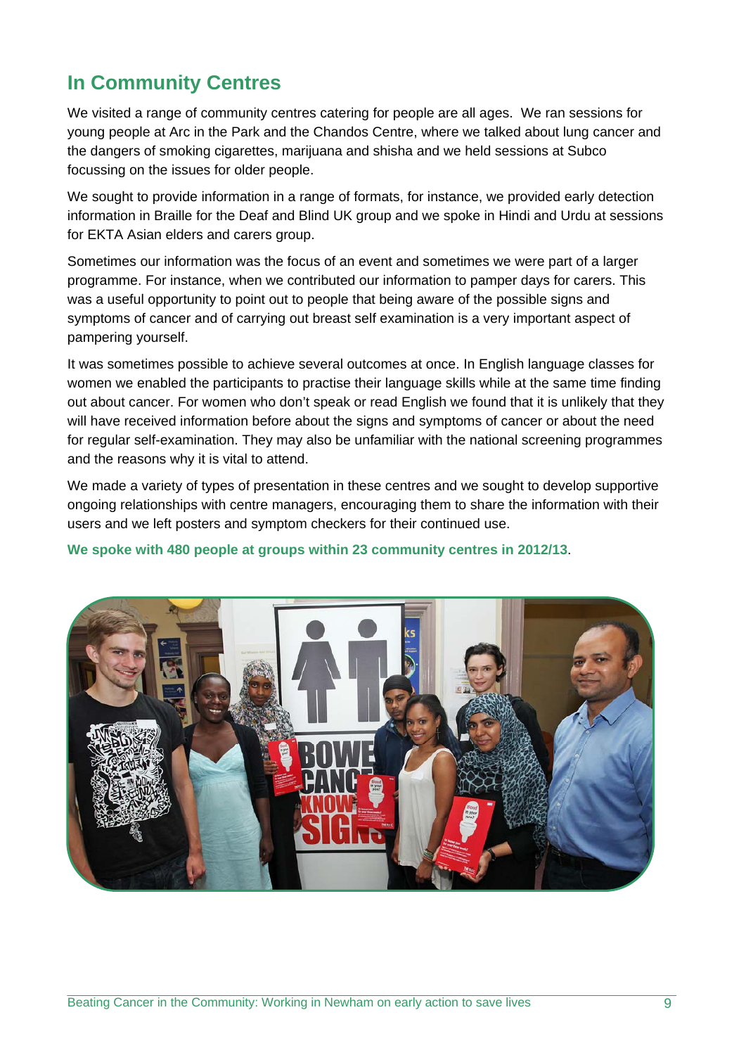## In Community Centres

We visited a range of community centres catering for people are all ages. We ran sessions for young people at Arc in the Park and the Chandos Centre, where we talked about lung cancer and the dangers of smoking cigarettes, marijuana and shisha and we held sessions at Subco focussing on the issues for older people.

We sought to provide information in a range of formats, for instance, we provided early detection information in Braille for the Deaf and Blind UK group and we spoke in Hindi and Urdu at sessions for EKTA Asian elders and carers group.

Sometimes our information was the focus of an event and sometimes we were part of a larger programme. For instance, when we contributed our information to pamper days for carers. This was a useful opportunity to point out to people that being aware of the possible signs and symptoms of cancer and of carrying out breast self examination is a very important aspect of pampering yourself.

It was sometimes possible to achieve several outcomes at once. In English language classes for women we enabled the participants to practise their language skills while at the same time finding out about cancer. For women who don't speak or read English we found that it is unlikely that they will have received information before about the signs and symptoms of cancer or about the need for regular self-examination. They may also be unfamiliar with the national screening programmes and the reasons why it is vital to attend.

We made a variety of types of presentation in these centres and we sought to develop supportive ongoing relationships with centre managers, encouraging them to share the information with their users and we left posters and symptom checkers for their continued use.

**We spoke with 480 people at groups within 23 community centres in 2012/13**.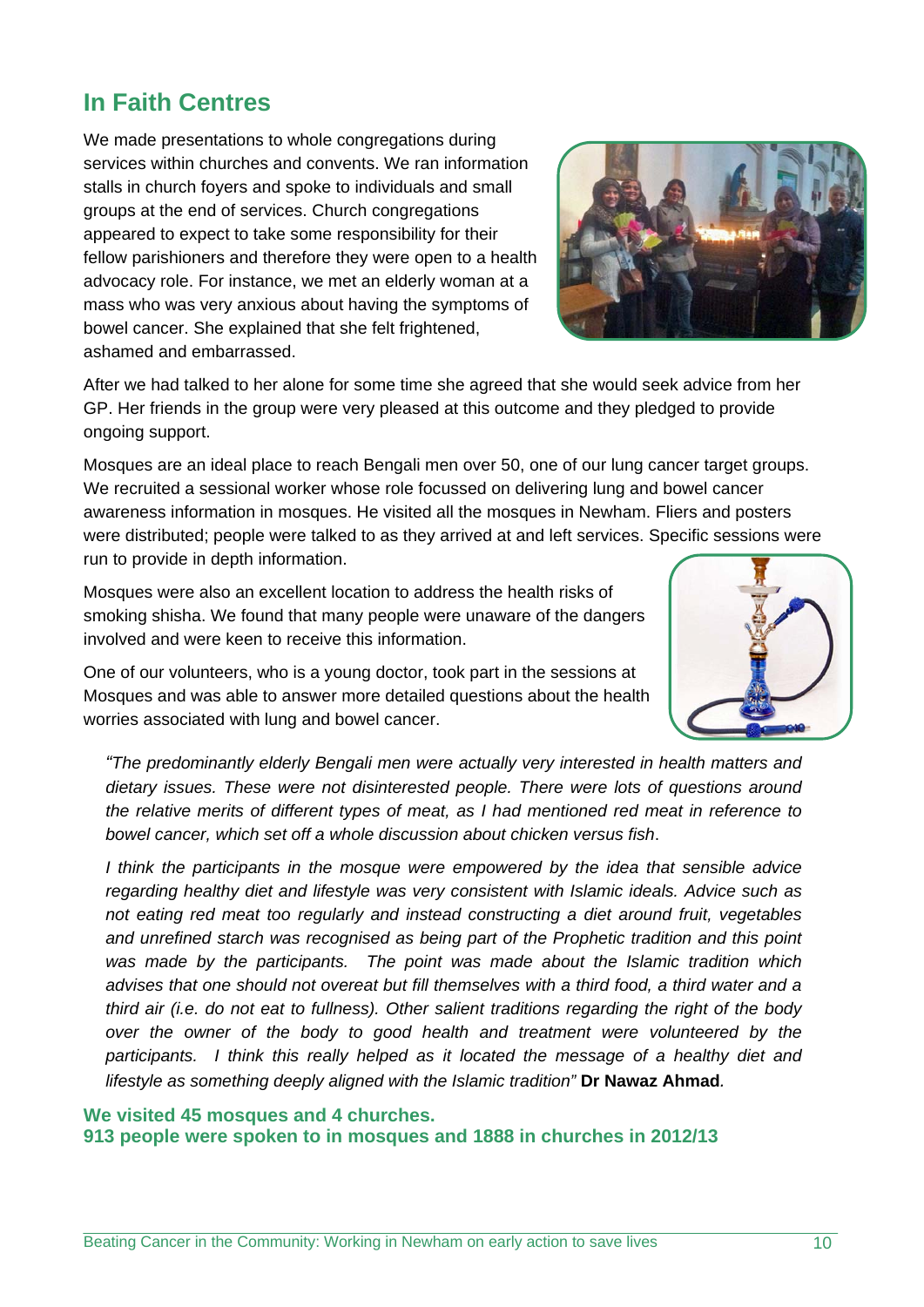## In Faith Centres

We made presentations to whole congregations during services within churches and convents. We ran information stalls in church foyers and spoke to individuals and small groups at the end of services. Church congregations appeared to expect to take some responsibility for their fellow parishioners and therefore they were open to a health advocacy role. For instance, we met an elderly woman at a mass who was very anxious about having the symptoms of bowel cancer. She explained that she felt frightened, ashamed and embarrassed.

After we had talked to her alone for some time she agreed that she would seek advice from her GP. Her friends in the group were very pleased at this outcome and they pledged to provide ongoing support.

Mosques are an ideal place to reach Bengali men over 50, one of our lung cancer target groups. We recruited a sessional worker whose role focussed on delivering lung and bowel cancer awareness information in mosques. He visited all the mosques in Newham. Fliers and posters were distributed; people were talked to as they arrived at and left services. Specific sessions were run to provide in depth information.

Mosques were also an excellent location to address the health risks of smoking shisha. We found that many people were unaware of the dangers involved and were keen to receive this information.

One of our volunteers, who is a young doctor, took part in the sessions at Mosques and was able to answer more detailed questions about the health worries associated with lung and bowel cancer.

*"The predominantly elderly Bengali men were actually very interested in health matters and dietary issues. These were not disinterested people. There were lots of questions around the relative merits of different types of meat, as I had mentioned red meat in reference to bowel cancer, which set off a whole discussion about chicken versus fish.*

*I think the participants in the mosque were empowered by the idea that sensible advice regarding healthy diet and lifestyle was very consistent with Islamic ideals. Advice such as not eating red meat too regularly and instead constructing a diet around fruit, vegetables and unrefined starch was recognised as being part of the Prophetic tradition and this point was made by the participants. The point was made about the Islamic tradition which advises that one should not overeat but fill themselves with a third food, a third water and a third air (i.e. do not eat to fullness). Other salient traditions regarding the right of the body over the owner of the body to good health and treatment were volunteered by the participants. I think this really helped as it located the message of a healthy diet and lifestyle as something deeply aligned with the Islamic tradition"* **Dr Nawaz Ahmad***.*

**We visited 45 mosques and 4 churches.**
**913 people were spoken to in mosques and 1888 in churches in 2012/13**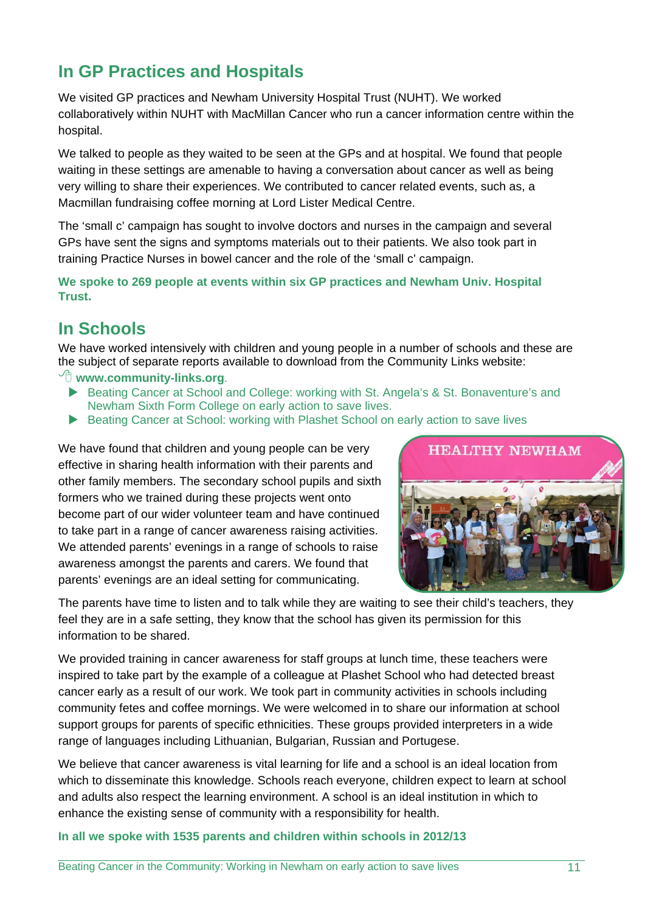## In GP Practices and Hospitals

We visited GP practices and Newham University Hospital Trust (NUHT). We worked collaboratively within NUHT with MacMillan Cancer who run a cancer information centre within the hospital.

We talked to people as they waited to be seen at the GPs and at hospital. We found that people waiting in these settings are amenable to having a conversation about cancer as well as being very willing to share their experiences. We contributed to cancer related events, such as, a Macmillan fundraising coffee morning at Lord Lister Medical Centre.

The 'small c' campaign has sought to involve doctors and nurses in the campaign and several GPs have sent the signs and symptoms materials out to their patients. We also took part in training Practice Nurses in bowel cancer and the role of the 'small c' campaign.

**We spoke to 269 people at events within six GP practices and Newham Univ. Hospital Trust.**

## In Schools

We have worked intensively with children and young people in a number of schools and these are the subject of separate reports available to download from the Community Links website: **www.community-links.org**.

- Beating Cancer at School and College: working with St. Angela's & St. Bonaventure's and Newham Sixth Form College on early action to save lives.
- Beating Cancer at School: working with Plashet School on early action to save lives

We have found that children and young people can be very effective in sharing health information with their parents and other family members. The secondary school pupils and sixth formers who we trained during these projects went onto become part of our wider volunteer team and have continued to take part in a range of cancer awareness raising activities. We attended parents' evenings in a range of schools to raise awareness amongst the parents and carers. We found that parents' evenings are an ideal setting for communicating. The parents have time to listen and to talk while they are waiting to see their child's teachers, they feel they are in a safe setting, they know that the school has given its permission for this information to be shared.

We provided training in cancer awareness for staff groups at lunch time, these teachers were inspired to take part by the example of a colleague at Plashet School who had detected breast cancer early as a result of our work. We took part in community activities in schools including community fetes and coffee mornings. We were welcomed in to share our information at school support groups for parents of specific ethnicities. These groups provided interpreters in a wide range of languages including Lithuanian, Bulgarian, Russian and Portugese.

We believe that cancer awareness is vital learning for life and a school is an ideal location from which to disseminate this knowledge. Schools reach everyone, children expect to learn at school and adults also respect the learning environment. A school is an ideal institution in which to enhance the existing sense of community with a responsibility for health.

**In all we spoke with 1535 parents and children within schools in 2012/13**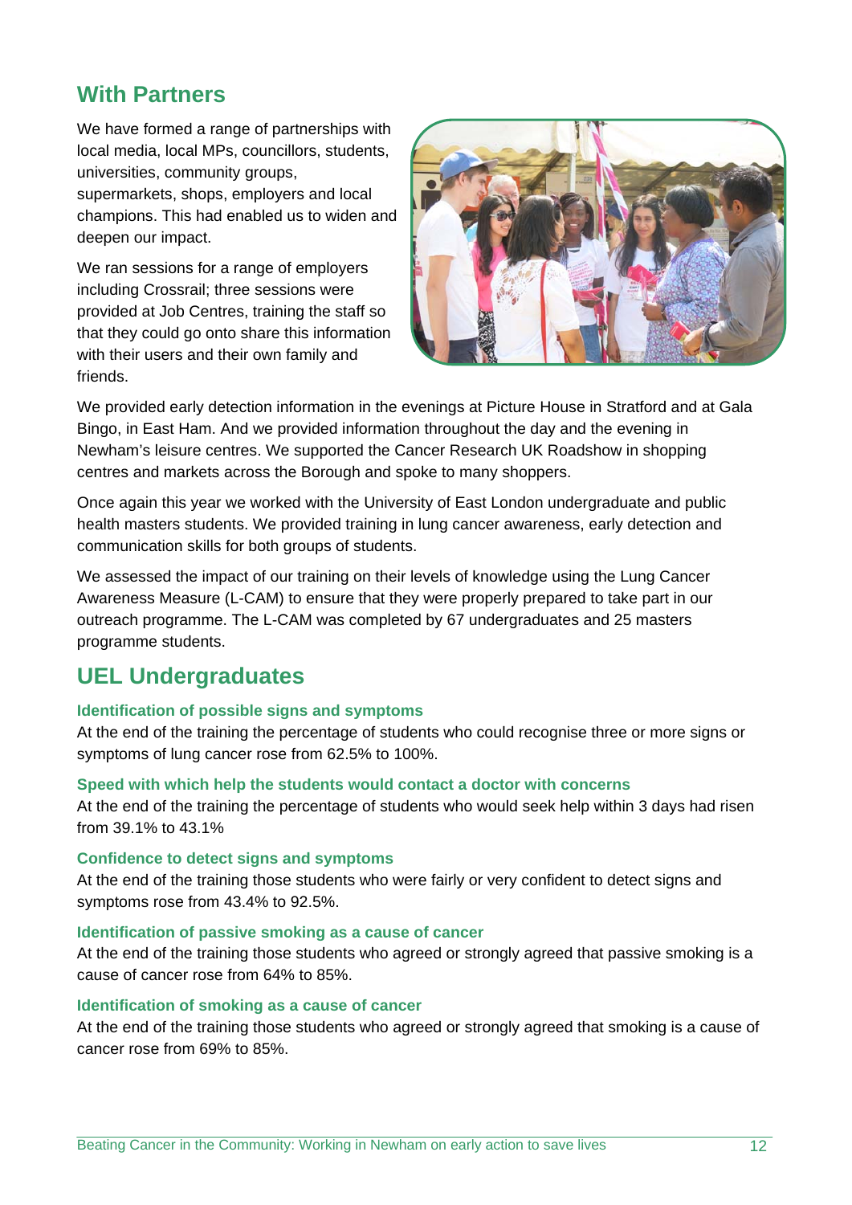## With Partners

We have formed a range of partnerships with local media, local MPs, councillors, students, universities, community groups, supermarkets, shops, employers and local champions. This had enabled us to widen and deepen our impact.

We ran sessions for a range of employers including Crossrail; three sessions were provided at Job Centres, training the staff so that they could go onto share this information with their users and their own family and friends.

We provided early detection information in the evenings at Picture House in Stratford and at Gala Bingo, in East Ham. And we provided information throughout the day and the evening in Newham's leisure centres. We supported the Cancer Research UK Roadshow in shopping centres and markets across the Borough and spoke to many shoppers.

Once again this year we worked with the University of East London undergraduate and public health masters students. We provided training in lung cancer awareness, early detection and communication skills for both groups of students.

We assessed the impact of our training on their levels of knowledge using the Lung Cancer Awareness Measure (L-CAM) to ensure that they were properly prepared to take part in our outreach programme. The L-CAM was completed by 67 undergraduates and 25 masters programme students.

## UEL Undergraduates

#### Identification of possible signs and symptoms

At the end of the training the percentage of students who could recognise three or more signs or symptoms of lung cancer rose from 62.5% to 100%.

#### Speed with which help the students would contact a doctor with concerns

At the end of the training the percentage of students who would seek help within 3 days had risen from 39.1% to 43.1%

#### Confidence to detect signs and symptoms

At the end of the training those students who were fairly or very confident to detect signs and symptoms rose from 43.4% to 92.5%.

#### Identification of passive smoking as a cause of cancer

At the end of the training those students who agreed or strongly agreed that passive smoking is a cause of cancer rose from 64% to 85%.

#### Identification of smoking as a cause of cancer

At the end of the training those students who agreed or strongly agreed that smoking is a cause of cancer rose from 69% to 85%.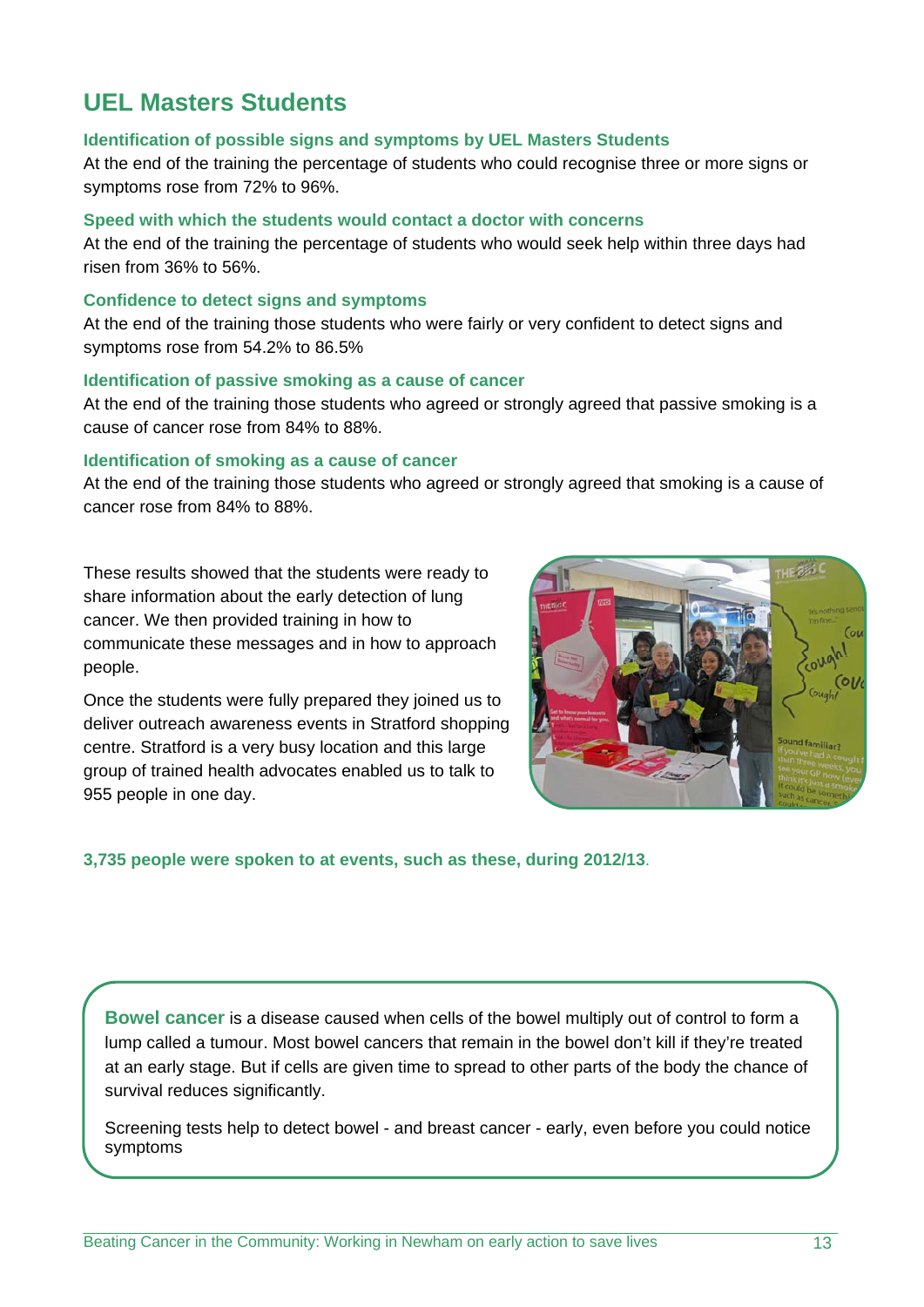# UEL Masters Students

### Identification of possible signs and symptoms by UEL Masters Students

At the end of the training the percentage of students who could recognise three or more signs or symptoms rose from 72% to 96%.

### Speed with which the students would contact a doctor with concerns

At the end of the training the percentage of students who would seek help within three days had risen from 36% to 56%.

### Confidence to detect signs and symptoms

At the end of the training those students who were fairly or very confident to detect signs and symptoms rose from 54.2% to 86.5%

### Identification of passive smoking as a cause of cancer

At the end of the training those students who agreed or strongly agreed that passive smoking is a cause of cancer rose from 84% to 88%.

### Identification of smoking as a cause of cancer

At the end of the training those students who agreed or strongly agreed that smoking is a cause of cancer rose from 84% to 88%.

These results showed that the students were ready to share information about the early detection of lung cancer. We then provided training in how to communicate these messages and in how to approach people.

Once the students were fully prepared they joined us to deliver outreach awareness events in Stratford shopping centre. Stratford is a very busy location and this large group of trained health advocates enabled us to talk to 955 people in one day.

**3,735 people were spoken to at events, such as these, during 2012/13.**

**Bowel cancer** is a disease caused when cells of the bowel multiply out of control to form a lump called a tumour. Most bowel cancers that remain in the bowel don't kill if they're treated at an early stage. But if cells are given time to spread to other parts of the body the chance of survival reduces significantly.

Screening tests help to detect bowel - and breast cancer - early, even before you could notice symptoms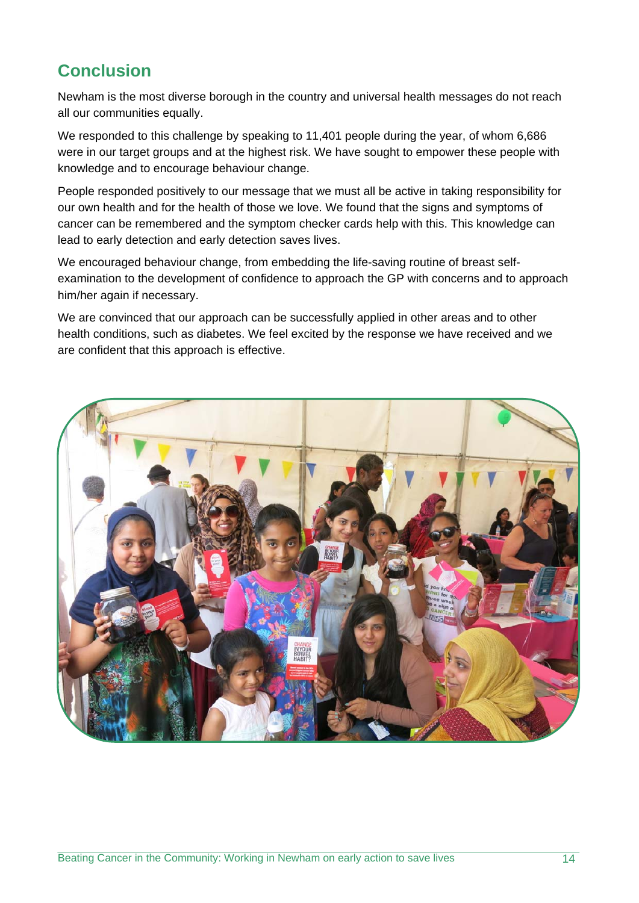## Conclusion

Newham is the most diverse borough in the country and universal health messages do not reach all our communities equally.

We responded to this challenge by speaking to 11,401 people during the year, of whom 6,686 were in our target groups and at the highest risk. We have sought to empower these people with knowledge and to encourage behaviour change.

People responded positively to our message that we must all be active in taking responsibility for our own health and for the health of those we love. We found that the signs and symptoms of cancer can be remembered and the symptom checker cards help with this. This knowledge can lead to early detection and early detection saves lives.

We encouraged behaviour change, from embedding the life-saving routine of breast self-examination to the development of confidence to approach the GP with concerns and to approach him/her again if necessary.

We are convinced that our approach can be successfully applied in other areas and to other health conditions, such as diabetes. We feel excited by the response we have received and we are confident that this approach is effective.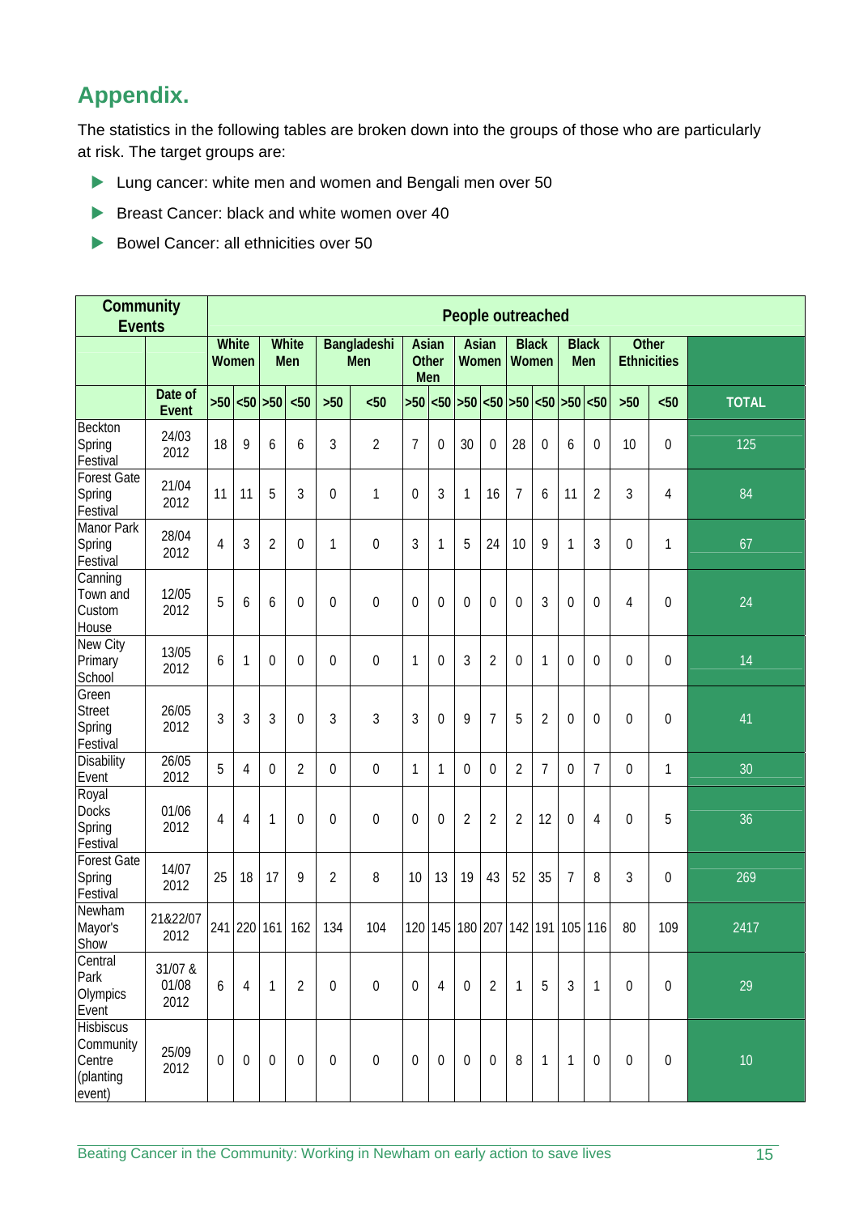## Appendix.

The statistics in the following tables are broken down into the groups of those who are particularly at risk. The target groups are:

- Lung cancer: white men and women and Bengali men over 50
- Breast Cancer: black and white women over 40
- Bowel Cancer: all ethnicities over 50

| Community Events | | People outreached | | | | | | | | | | | | | | | | |
|---|---|---|---|---|---|---|---|---|---|---|---|---|---|---|---|---|---|---|
| | | White Women | | White Men | | Bangladeshi Men | | Asian Other Men | | Asian Women | | Black Women | | Black Men | | Other Ethnicities | | |
| | Date of Event | >50 | <50 | >50 | <50 | >50 | <50 | >50 | <50 | >50 | <50 | >50 | <50 | >50 | <50 | >50 | <50 | TOTAL |
| Beckton Spring Festival | 24/03 2012 | 18 | 9 | 6 | 6 | 3 | 2 | 7 | 0 | 30 | 0 | 28 | 0 | 6 | 0 | 10 | 0 | 125 |
| Forest Gate Spring Festival | 21/04 2012 | 11 | 11 | 5 | 3 | 0 | 1 | 0 | 3 | 1 | 16 | 7 | 6 | 11 | 2 | 3 | 4 | 84 |
| Manor Park Spring Festival | 28/04 2012 | 4 | 3 | 2 | 0 | 1 | 0 | 3 | 1 | 5 | 24 | 10 | 9 | 1 | 3 | 0 | 1 | 67 |
| Canning Town and Custom House | 12/05 2012 | 5 | 6 | 6 | 0 | 0 | 0 | 0 | 0 | 0 | 0 | 0 | 3 | 0 | 0 | 4 | 0 | 24 |
| New City Primary School | 13/05 2012 | 6 | 1 | 0 | 0 | 0 | 0 | 1 | 0 | 3 | 2 | 0 | 1 | 0 | 0 | 0 | 0 | 14 |
| Green Street Spring Festival | 26/05 2012 | 3 | 3 | 3 | 0 | 3 | 3 | 3 | 0 | 9 | 7 | 5 | 2 | 0 | 0 | 0 | 0 | 41 |
| Disability Event | 26/05 2012 | 5 | 4 | 0 | 2 | 0 | 0 | 1 | 1 | 0 | 0 | 2 | 7 | 0 | 7 | 0 | 1 | 30 |
| Royal Docks Spring Festival | 01/06 2012 | 4 | 4 | 1 | 0 | 0 | 0 | 0 | 0 | 2 | 2 | 2 | 12 | 0 | 4 | 0 | 5 | 36 |
| Forest Gate Spring Festival | 14/07 2012 | 25 | 18 | 17 | 9 | 2 | 8 | 10 | 13 | 19 | 43 | 52 | 35 | 7 | 8 | 3 | 0 | 269 |
| Newham Mayor's Show | 21&22/07 2012 | 241 | 220 | 161 | 162 | 134 | 104 | 120 | 145 | 180 | 207 | 142 | 191 | 105 | 116 | 80 | 109 | 2417 |
| Central Park Olympics Event | 31/07 & 01/08 2012 | 6 | 4 | 1 | 2 | 0 | 0 | 0 | 4 | 0 | 2 | 1 | 5 | 3 | 1 | 0 | 0 | 29 |
| Hisbiscus Community Centre (planting event) | 25/09 2012 | 0 | 0 | 0 | 0 | 0 | 0 | 0 | 0 | 0 | 0 | 8 | 1 | 1 | 0 | 0 | 0 | 10 |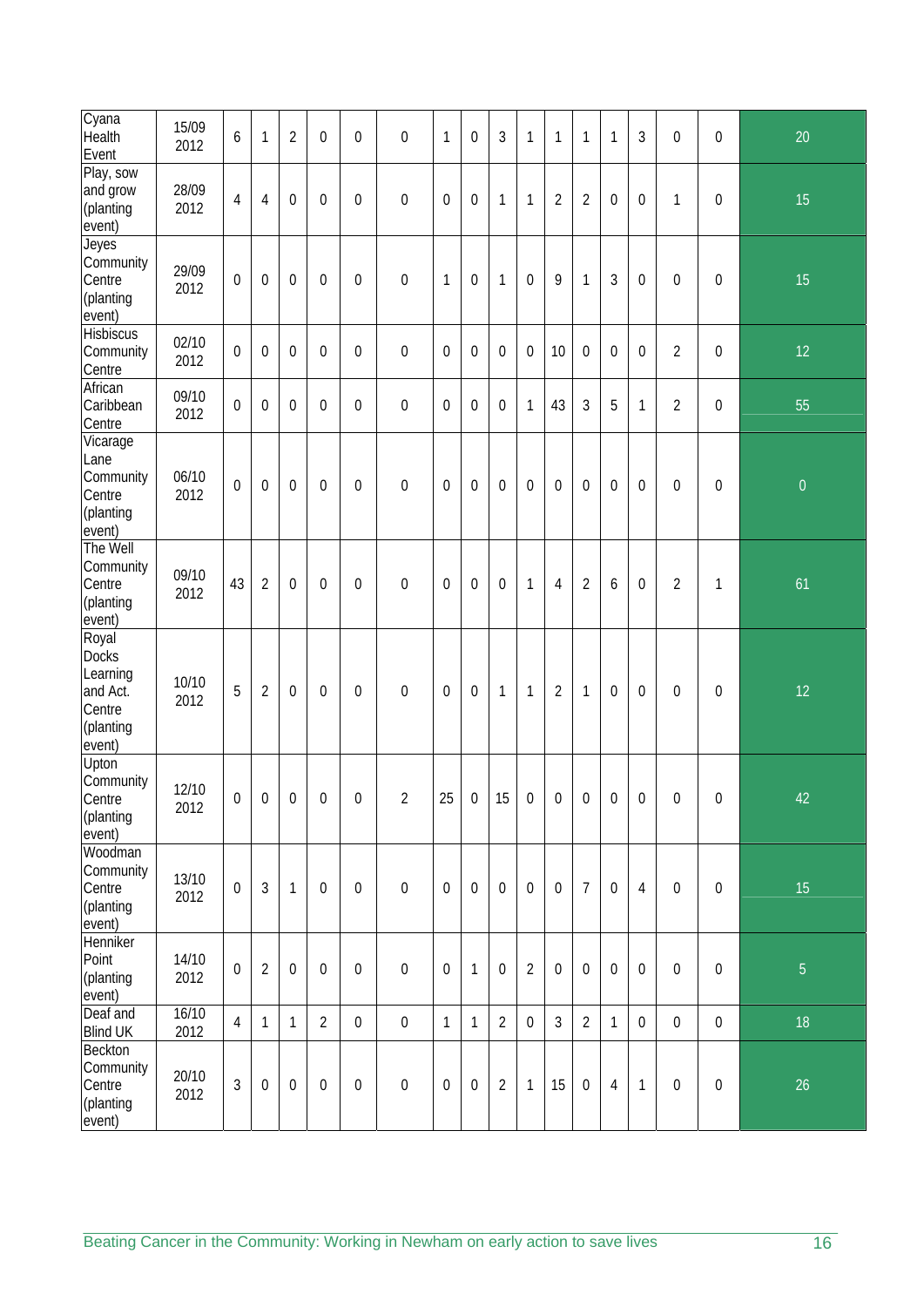| | | | | | | | | | | | | | | | | | | |
|---|---|---|---|---|---|---|---|---|---|---|---|---|---|---|---|---|---|---|
| Cyana Health Event | 15/09 2012 | 6 | 1 | 2 | 0 | 0 | 0 | 1 | 0 | 3 | 1 | 1 | 1 | 1 | 3 | 0 | 0 | 20 |
| Play, sow and grow (planting event) | 28/09 2012 | 4 | 4 | 0 | 0 | 0 | 0 | 0 | 0 | 1 | 1 | 2 | 2 | 0 | 0 | 1 | 0 | 15 |
| Jeyes Community Centre (planting event) | 29/09 2012 | 0 | 0 | 0 | 0 | 0 | 0 | 1 | 0 | 1 | 0 | 9 | 1 | 3 | 0 | 0 | 0 | 15 |
| Hisbiscus Community Centre | 02/10 2012 | 0 | 0 | 0 | 0 | 0 | 0 | 0 | 0 | 0 | 0 | 10 | 0 | 0 | 0 | 2 | 0 | 12 |
| African Caribbean Centre | 09/10 2012 | 0 | 0 | 0 | 0 | 0 | 0 | 0 | 0 | 0 | 1 | 43 | 3 | 5 | 1 | 2 | 0 | 55 |
| Vicarage Lane Community Centre (planting event) | 06/10 2012 | 0 | 0 | 0 | 0 | 0 | 0 | 0 | 0 | 0 | 0 | 0 | 0 | 0 | 0 | 0 | 0 | 0 |
| The Well Community Centre (planting event) | 09/10 2012 | 43 | 2 | 0 | 0 | 0 | 0 | 0 | 0 | 0 | 1 | 4 | 2 | 6 | 0 | 2 | 1 | 61 |
| Royal Docks Learning and Act. Centre (planting event) | 10/10 2012 | 5 | 2 | 0 | 0 | 0 | 0 | 0 | 0 | 1 | 1 | 2 | 1 | 0 | 0 | 0 | 0 | 12 |
| Upton Community Centre (planting event) | 12/10 2012 | 0 | 0 | 0 | 0 | 0 | 2 | 25 | 0 | 15 | 0 | 0 | 0 | 0 | 0 | 0 | 0 | 42 |
| Woodman Community Centre (planting event) | 13/10 2012 | 0 | 3 | 1 | 0 | 0 | 0 | 0 | 0 | 0 | 0 | 0 | 7 | 0 | 4 | 0 | 0 | 15 |
| Henniker Point (planting event) | 14/10 2012 | 0 | 2 | 0 | 0 | 0 | 0 | 0 | 1 | 0 | 2 | 0 | 0 | 0 | 0 | 0 | 0 | 5 |
| Deaf and Blind UK | 16/10 2012 | 4 | 1 | 1 | 2 | 0 | 0 | 1 | 1 | 2 | 0 | 3 | 2 | 1 | 0 | 0 | 0 | 18 |
| Beckton Community Centre (planting event) | 20/10 2012 | 3 | 0 | 0 | 0 | 0 | 0 | 0 | 0 | 2 | 1 | 15 | 0 | 4 | 1 | 0 | 0 | 26 |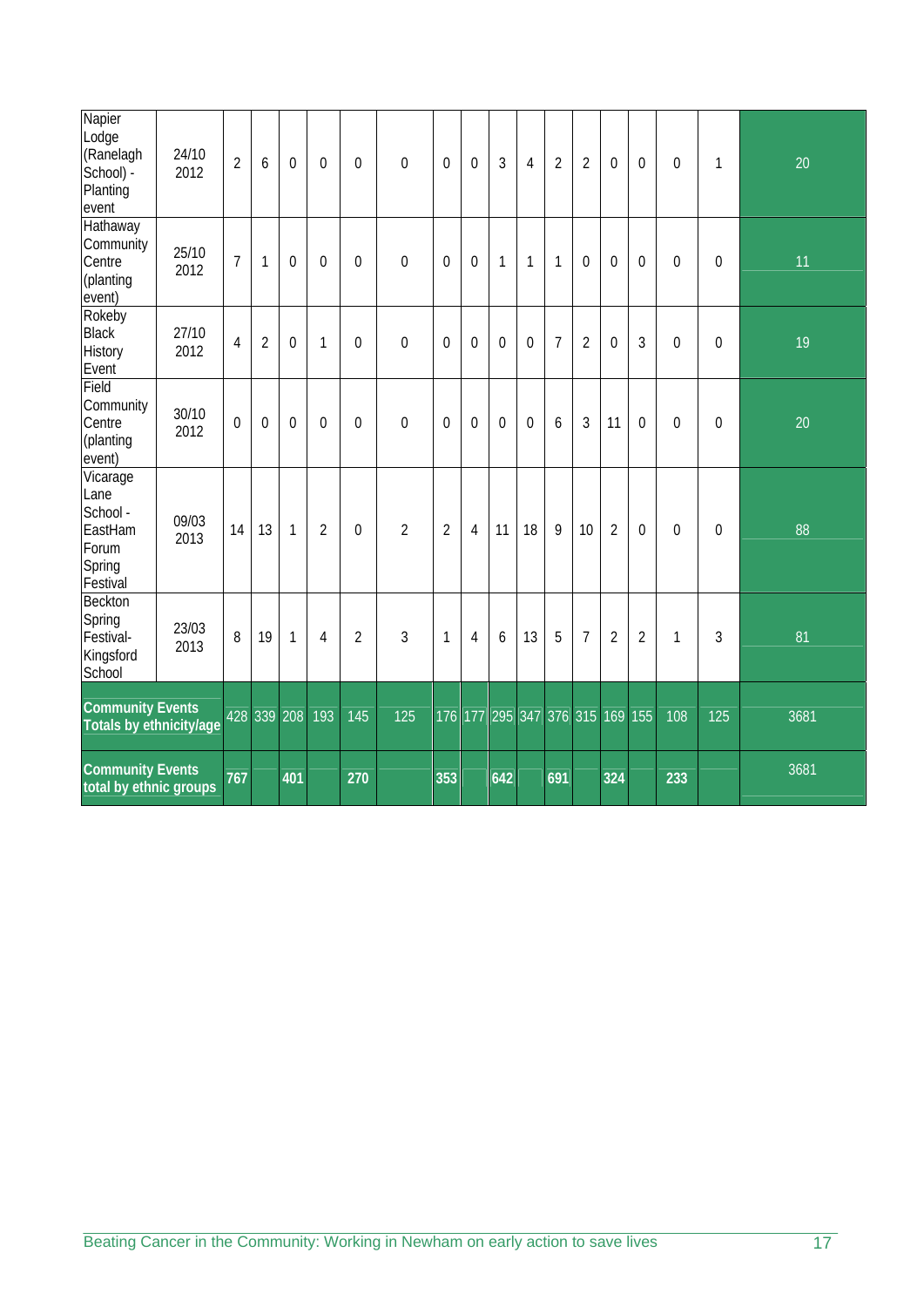| | | | | | | | | | | | | | | | | | | |
|---|---|---|---|---|---|---|---|---|---|---|---|---|---|---|---|---|---|---|
| Napier Lodge (Ranelagh School) - Planting event | 24/10 2012 | 2 | 6 | 0 | 0 | 0 | 0 | 0 | 0 | 3 | 4 | 2 | 2 | 0 | 0 | 0 | 1 | 20 |
| Hathaway Community Centre (planting event) | 25/10 2012 | 7 | 1 | 0 | 0 | 0 | 0 | 0 | 0 | 1 | 1 | 1 | 0 | 0 | 0 | 0 | 0 | 11 |
| Rokeby Black History Event | 27/10 2012 | 4 | 2 | 0 | 1 | 0 | 0 | 0 | 0 | 0 | 0 | 7 | 2 | 0 | 3 | 0 | 0 | 19 |
| Field Community Centre (planting event) | 30/10 2012 | 0 | 0 | 0 | 0 | 0 | 0 | 0 | 0 | 0 | 0 | 6 | 3 | 11 | 0 | 0 | 0 | 20 |
| Vicarage Lane School - EastHam Forum Spring Festival | 09/03 2013 | 14 | 13 | 1 | 2 | 0 | 2 | 2 | 4 | 11 | 18 | 9 | 10 | 2 | 0 | 0 | 0 | 88 |
| Beckton Spring Festival- Kingsford School | 23/03 2013 | 8 | 19 | 1 | 4 | 2 | 3 | 1 | 4 | 6 | 13 | 5 | 7 | 2 | 2 | 1 | 3 | 81 |
| **Community Events Totals by ethnicity/age** | | 428 | 339 | 208 | 193 | 145 | 125 | 176 | 177 | 295 | 347 | 376 | 315 | 169 | 155 | 108 | 125 | 3681 |
| **Community Events total by ethnic groups** | | **767** | | **401** | | **270** | | **353** | | **642** | | **691** | | **324** | | **233** | | 3681 |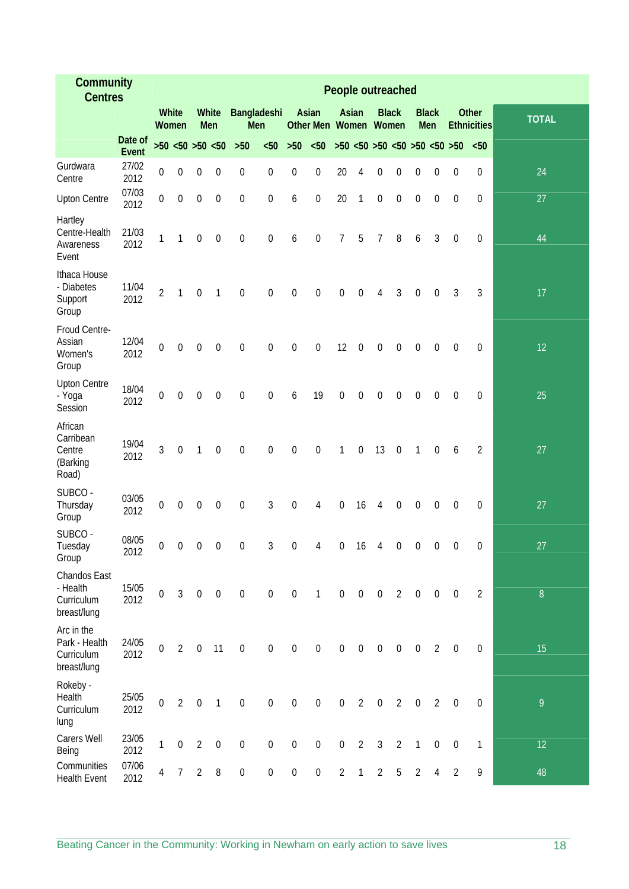| Community Centres | | People outreached | | | | | | | | | | | | | | | | | | |
|---|---|---|---|---|---|---|---|---|---|---|---|---|---|---|---|---|---|---|---|---|
| | | White Women | | White Men | | Bangladeshi Men | | Asian Other Men | | Asian Women | | Black Women | | Black Men | | Other Ethnicities | | TOTAL |
| | Date of Event | >50 | <50 | >50 | <50 | >50 | <50 | >50 | <50 | >50 | <50 | >50 | <50 | >50 | <50 | >50 | <50 | |
| Gurdwara Centre | 27/02 2012 | 0 | 0 | 0 | 0 | 0 | 0 | 0 | 0 | 20 | 4 | 0 | 0 | 0 | 0 | 0 | 0 | 24 |
| Upton Centre | 07/03 2012 | 0 | 0 | 0 | 0 | 0 | 0 | 6 | 0 | 20 | 1 | 0 | 0 | 0 | 0 | 0 | 0 | 27 |
| Hartley Centre-Health Awareness Event | 21/03 2012 | 1 | 1 | 0 | 0 | 0 | 0 | 6 | 0 | 7 | 5 | 7 | 8 | 6 | 3 | 0 | 0 | 44 |
| Ithaca House - Diabetes Support Group | 11/04 2012 | 2 | 1 | 0 | 1 | 0 | 0 | 0 | 0 | 0 | 0 | 4 | 3 | 0 | 0 | 3 | 3 | 17 |
| Froud Centre-Assian Women's Group | 12/04 2012 | 0 | 0 | 0 | 0 | 0 | 0 | 0 | 0 | 12 | 0 | 0 | 0 | 0 | 0 | 0 | 0 | 12 |
| Upton Centre - Yoga Session | 18/04 2012 | 0 | 0 | 0 | 0 | 0 | 0 | 6 | 19 | 0 | 0 | 0 | 0 | 0 | 0 | 0 | 0 | 25 |
| African Carribean Centre (Barking Road) | 19/04 2012 | 3 | 0 | 1 | 0 | 0 | 0 | 0 | 0 | 1 | 0 | 13 | 0 | 1 | 0 | 6 | 2 | 27 |
| SUBCO - Thursday Group | 03/05 2012 | 0 | 0 | 0 | 0 | 0 | 3 | 0 | 4 | 0 | 16 | 4 | 0 | 0 | 0 | 0 | 0 | 27 |
| SUBCO - Tuesday Group | 08/05 2012 | 0 | 0 | 0 | 0 | 0 | 3 | 0 | 4 | 0 | 16 | 4 | 0 | 0 | 0 | 0 | 0 | 27 |
| Chandos East - Health Curriculum breast/lung | 15/05 2012 | 0 | 3 | 0 | 0 | 0 | 0 | 0 | 1 | 0 | 0 | 0 | 2 | 0 | 0 | 0 | 2 | 8 |
| Arc in the Park - Health Curriculum breast/lung | 24/05 2012 | 0 | 2 | 0 | 11 | 0 | 0 | 0 | 0 | 0 | 0 | 0 | 0 | 0 | 2 | 0 | 0 | 15 |
| Rokeby - Health Curriculum lung | 25/05 2012 | 0 | 2 | 0 | 1 | 0 | 0 | 0 | 0 | 0 | 2 | 0 | 2 | 0 | 2 | 0 | 0 | 9 |
| Carers Well Being | 23/05 2012 | 1 | 0 | 2 | 0 | 0 | 0 | 0 | 0 | 0 | 2 | 3 | 2 | 1 | 0 | 0 | 1 | 12 |
| Communities Health Event | 07/06 2012 | 4 | 7 | 2 | 8 | 0 | 0 | 0 | 0 | 2 | 1 | 2 | 5 | 2 | 4 | 2 | 9 | 48 |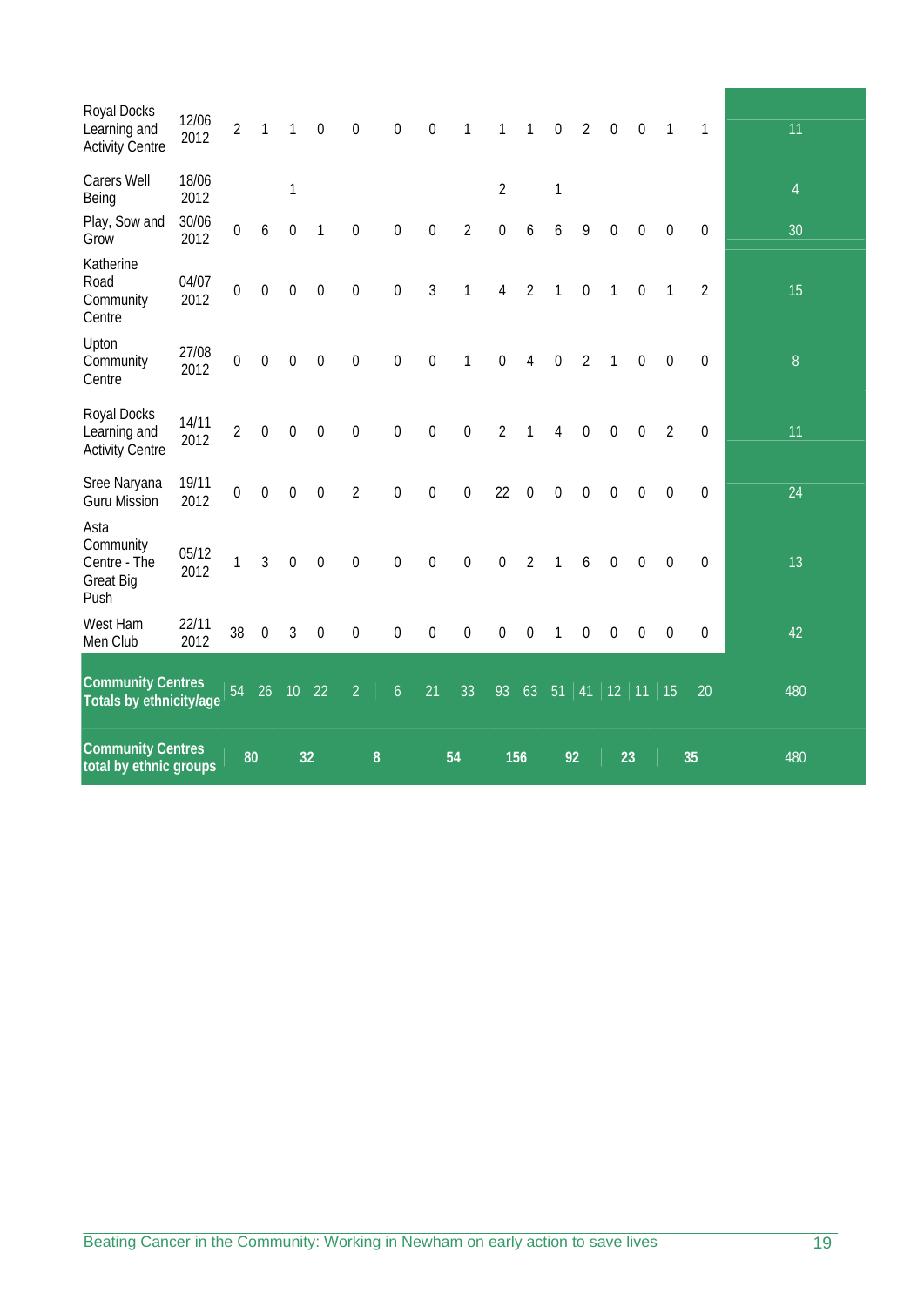| | | | | | | | | | | | | | | | | | | |
|---|---|---|---|---|---|---|---|---|---|---|---|---|---|---|---|---|---|---|
| Royal Docks Learning and Activity Centre | 12/06 2012 | 2 | 1 | 1 | 0 | 0 | 0 | 0 | 1 | 1 | 1 | 0 | 2 | 0 | 0 | 1 | 1 | 11 |
| Carers Well Being | 18/06 2012 | | | 1 | | | | | | 2 | | 1 | | | | | | 4 |
| Play, Sow and Grow | 30/06 2012 | 0 | 6 | 0 | 1 | 0 | 0 | 0 | 2 | 0 | 6 | 6 | 9 | 0 | 0 | 0 | 0 | 30 |
| Katherine Road Community Centre | 04/07 2012 | 0 | 0 | 0 | 0 | 0 | 0 | 3 | 1 | 4 | 2 | 1 | 0 | 1 | 0 | 1 | 2 | 15 |
| Upton Community Centre | 27/08 2012 | 0 | 0 | 0 | 0 | 0 | 0 | 0 | 1 | 0 | 4 | 0 | 2 | 1 | 0 | 0 | 0 | 8 |
| Royal Docks Learning and Activity Centre | 14/11 2012 | 2 | 0 | 0 | 0 | 0 | 0 | 0 | 0 | 2 | 1 | 4 | 0 | 0 | 0 | 2 | 0 | 11 |
| Sree Naryana Guru Mission | 19/11 2012 | 0 | 0 | 0 | 0 | 2 | 0 | 0 | 0 | 22 | 0 | 0 | 0 | 0 | 0 | 0 | 0 | 24 |
| Asta Community Centre - The Great Big Push | 05/12 2012 | 1 | 3 | 0 | 0 | 0 | 0 | 0 | 0 | 0 | 2 | 1 | 6 | 0 | 0 | 0 | 0 | 13 |
| West Ham Men Club | 22/11 2012 | 38 | 0 | 3 | 0 | 0 | 0 | 0 | 0 | 0 | 0 | 1 | 0 | 0 | 0 | 0 | 0 | 42 |
| **Community Centres Totals by ethnicity/age** | | 54 | 26 | 10 | 22 | 2 | 6 | 21 | 33 | 93 | 63 | 51 | 41 | 12 | 11 | 15 | 20 | 480 |
| **Community Centres total by ethnic groups** | | **80** | | **32** | | **8** | | **54** | | **156** | | **92** | | **23** | | **35** | | 480 |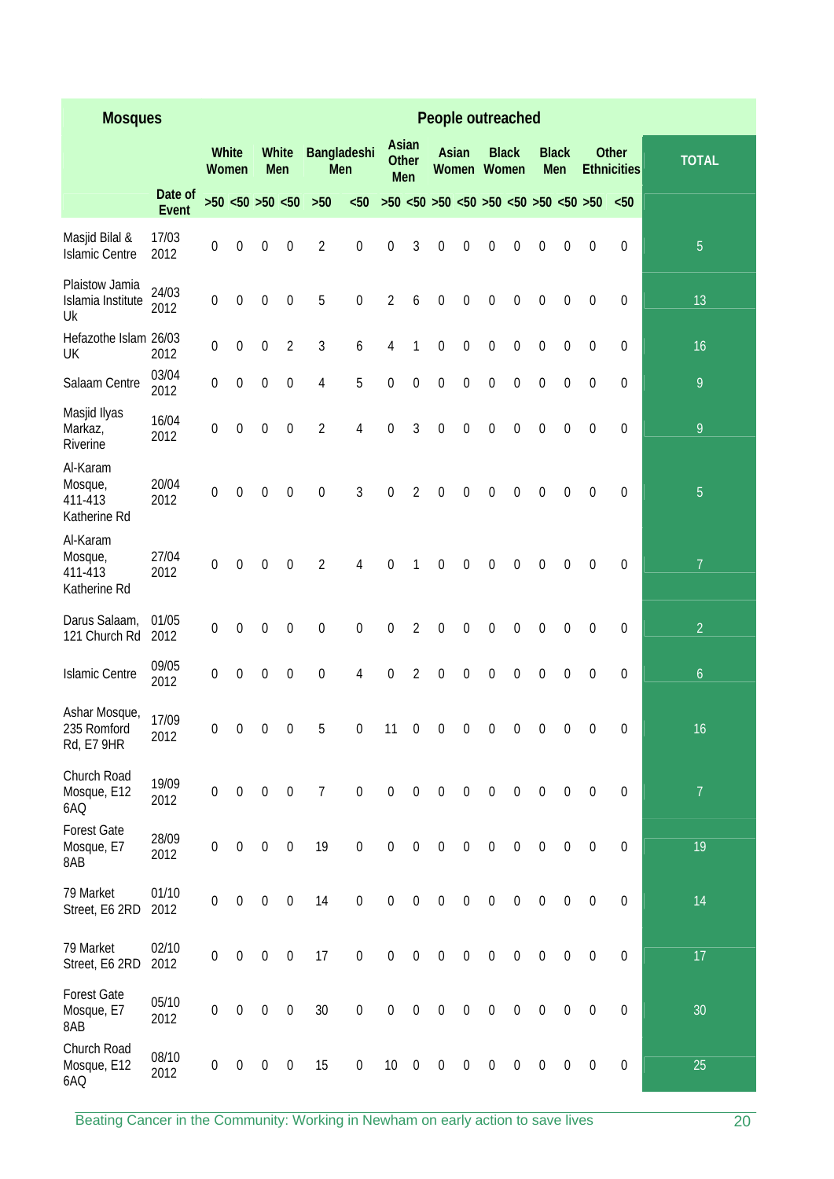| Mosques | | People outreached | | | | | | | | | | | | | | | | | |
|---|---|---|---|---|---|---|---|---|---|---|---|---|---|---|---|---|---|---|---|
| | | White Women | | White Men | | Bangladeshi Men | | Asian Other Men | | Asian Women | | Black Women | | Black Men | | Other Ethnicities | | TOTAL |
| | Date of Event | >50 | <50 | >50 | <50 | >50 | <50 | >50 | <50 | >50 | <50 | >50 | <50 | >50 | <50 | >50 | <50 | |
| Masjid Bilal & Islamic Centre | 17/03 2012 | 0 | 0 | 0 | 0 | 2 | 0 | 0 | 3 | 0 | 0 | 0 | 0 | 0 | 0 | 0 | 0 | 5 |
| Plaistow Jamia Islamia Institute Uk | 24/03 2012 | 0 | 0 | 0 | 0 | 5 | 0 | 2 | 6 | 0 | 0 | 0 | 0 | 0 | 0 | 0 | 0 | 13 |
| Hefazothe Islam UK | 26/03 2012 | 0 | 0 | 0 | 2 | 3 | 6 | 4 | 1 | 0 | 0 | 0 | 0 | 0 | 0 | 0 | 0 | 16 |
| Salaam Centre | 03/04 2012 | 0 | 0 | 0 | 0 | 4 | 5 | 0 | 0 | 0 | 0 | 0 | 0 | 0 | 0 | 0 | 0 | 9 |
| Masjid Ilyas Markaz, Riverine | 16/04 2012 | 0 | 0 | 0 | 0 | 2 | 4 | 0 | 3 | 0 | 0 | 0 | 0 | 0 | 0 | 0 | 0 | 9 |
| Al-Karam Mosque, 411-413 Katherine Rd | 20/04 2012 | 0 | 0 | 0 | 0 | 0 | 3 | 0 | 2 | 0 | 0 | 0 | 0 | 0 | 0 | 0 | 0 | 5 |
| Al-Karam Mosque, 411-413 Katherine Rd | 27/04 2012 | 0 | 0 | 0 | 0 | 2 | 4 | 0 | 1 | 0 | 0 | 0 | 0 | 0 | 0 | 0 | 0 | 7 |
| Darus Salaam, 121 Church Rd | 01/05 2012 | 0 | 0 | 0 | 0 | 0 | 0 | 0 | 2 | 0 | 0 | 0 | 0 | 0 | 0 | 0 | 0 | 2 |
| Islamic Centre | 09/05 2012 | 0 | 0 | 0 | 0 | 0 | 4 | 0 | 2 | 0 | 0 | 0 | 0 | 0 | 0 | 0 | 0 | 6 |
| Ashar Mosque, 235 Romford Rd, E7 9HR | 17/09 2012 | 0 | 0 | 0 | 0 | 5 | 0 | 11 | 0 | 0 | 0 | 0 | 0 | 0 | 0 | 0 | 0 | 16 |
| Church Road Mosque, E12 6AQ | 19/09 2012 | 0 | 0 | 0 | 0 | 7 | 0 | 0 | 0 | 0 | 0 | 0 | 0 | 0 | 0 | 0 | 0 | 7 |
| Forest Gate Mosque, E7 8AB | 28/09 2012 | 0 | 0 | 0 | 0 | 19 | 0 | 0 | 0 | 0 | 0 | 0 | 0 | 0 | 0 | 0 | 0 | 19 |
| 79 Market Street, E6 2RD | 01/10 2012 | 0 | 0 | 0 | 0 | 14 | 0 | 0 | 0 | 0 | 0 | 0 | 0 | 0 | 0 | 0 | 0 | 14 |
| 79 Market Street, E6 2RD | 02/10 2012 | 0 | 0 | 0 | 0 | 17 | 0 | 0 | 0 | 0 | 0 | 0 | 0 | 0 | 0 | 0 | 0 | 17 |
| Forest Gate Mosque, E7 8AB | 05/10 2012 | 0 | 0 | 0 | 0 | 30 | 0 | 0 | 0 | 0 | 0 | 0 | 0 | 0 | 0 | 0 | 0 | 30 |
| Church Road Mosque, E12 6AQ | 08/10 2012 | 0 | 0 | 0 | 0 | 15 | 0 | 10 | 0 | 0 | 0 | 0 | 0 | 0 | 0 | 0 | 0 | 25 |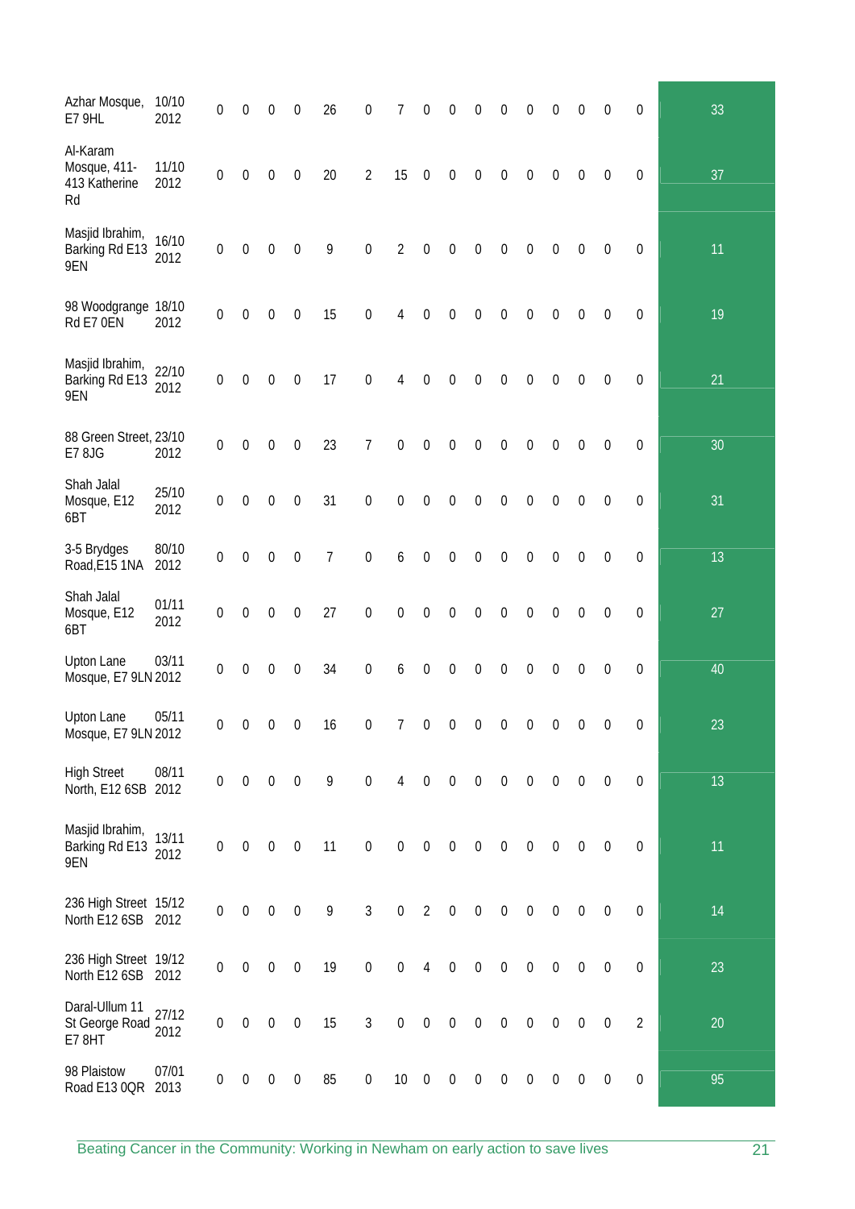| | | | | | | | | | | | | | | | | | | |
|---|---|---|---|---|---|---|---|---|---|---|---|---|---|---|---|---|---|---|
| Azhar Mosque, E7 9HL | 10/10 2012 | 0 | 0 | 0 | 0 | 26 | 0 | 7 | 0 | 0 | 0 | 0 | 0 | 0 | 0 | 0 | 0 | 33 |
| Al-Karam Mosque, 411-413 Katherine Rd | 11/10 2012 | 0 | 0 | 0 | 0 | 20 | 2 | 15 | 0 | 0 | 0 | 0 | 0 | 0 | 0 | 0 | 0 | 37 |
| Masjid Ibrahim, Barking Rd E13 9EN | 16/10 2012 | 0 | 0 | 0 | 0 | 9 | 0 | 2 | 0 | 0 | 0 | 0 | 0 | 0 | 0 | 0 | 0 | 11 |
| 98 Woodgrange Rd E7 0EN | 18/10 2012 | 0 | 0 | 0 | 0 | 15 | 0 | 4 | 0 | 0 | 0 | 0 | 0 | 0 | 0 | 0 | 0 | 19 |
| Masjid Ibrahim, Barking Rd E13 9EN | 22/10 2012 | 0 | 0 | 0 | 0 | 17 | 0 | 4 | 0 | 0 | 0 | 0 | 0 | 0 | 0 | 0 | 0 | 21 |
| 88 Green Street, E7 8JG | 23/10 2012 | 0 | 0 | 0 | 0 | 23 | 7 | 0 | 0 | 0 | 0 | 0 | 0 | 0 | 0 | 0 | 0 | 30 |
| Shah Jalal Mosque, E12 6BT | 25/10 2012 | 0 | 0 | 0 | 0 | 31 | 0 | 0 | 0 | 0 | 0 | 0 | 0 | 0 | 0 | 0 | 0 | 31 |
| 3-5 Brydges Road,E15 1NA | 80/10 2012 | 0 | 0 | 0 | 0 | 7 | 0 | 6 | 0 | 0 | 0 | 0 | 0 | 0 | 0 | 0 | 0 | 13 |
| Shah Jalal Mosque, E12 6BT | 01/11 2012 | 0 | 0 | 0 | 0 | 27 | 0 | 0 | 0 | 0 | 0 | 0 | 0 | 0 | 0 | 0 | 0 | 27 |
| Upton Lane Mosque, E7 9LN | 03/11 2012 | 0 | 0 | 0 | 0 | 34 | 0 | 6 | 0 | 0 | 0 | 0 | 0 | 0 | 0 | 0 | 0 | 40 |
| Upton Lane Mosque, E7 9LN | 05/11 2012 | 0 | 0 | 0 | 0 | 16 | 0 | 7 | 0 | 0 | 0 | 0 | 0 | 0 | 0 | 0 | 0 | 23 |
| High Street North, E12 6SB | 08/11 2012 | 0 | 0 | 0 | 0 | 9 | 0 | 4 | 0 | 0 | 0 | 0 | 0 | 0 | 0 | 0 | 0 | 13 |
| Masjid Ibrahim, Barking Rd E13 9EN | 13/11 2012 | 0 | 0 | 0 | 0 | 11 | 0 | 0 | 0 | 0 | 0 | 0 | 0 | 0 | 0 | 0 | 0 | 11 |
| 236 High Street North E12 6SB | 15/12 2012 | 0 | 0 | 0 | 0 | 9 | 3 | 0 | 2 | 0 | 0 | 0 | 0 | 0 | 0 | 0 | 0 | 14 |
| 236 High Street North E12 6SB | 19/12 2012 | 0 | 0 | 0 | 0 | 19 | 0 | 0 | 4 | 0 | 0 | 0 | 0 | 0 | 0 | 0 | 0 | 23 |
| Daral-Ullum 11 St George Road E7 8HT | 27/12 2012 | 0 | 0 | 0 | 0 | 15 | 3 | 0 | 0 | 0 | 0 | 0 | 0 | 0 | 0 | 0 | 2 | 20 |
| 98 Plaistow Road E13 0QR | 07/01 2013 | 0 | 0 | 0 | 0 | 85 | 0 | 10 | 0 | 0 | 0 | 0 | 0 | 0 | 0 | 0 | 0 | 95 |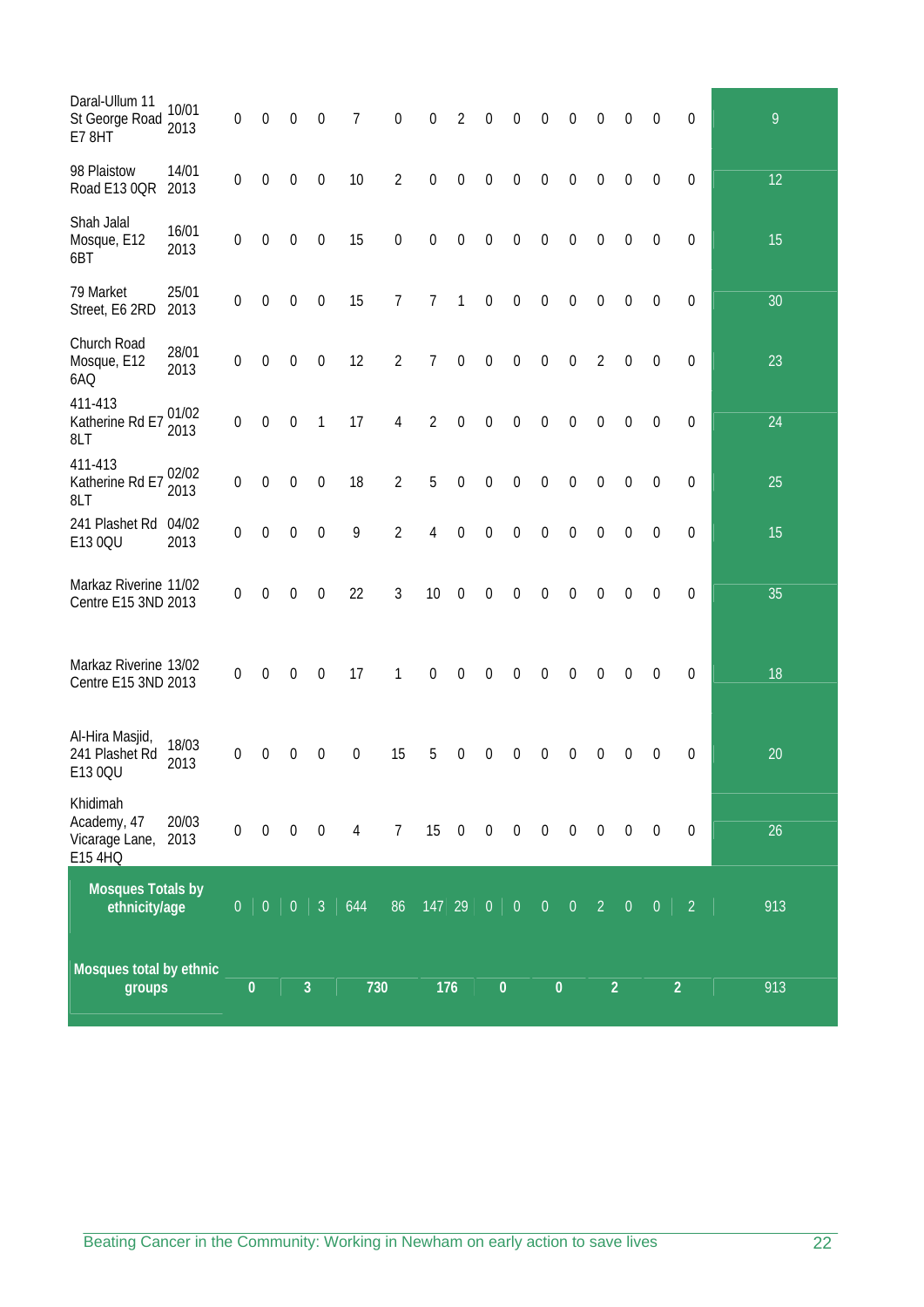| | | | | | | | | | | | | | | | | | | | |
|---|---|---|---|---|---|---|---|---|---|---|---|---|---|---|---|---|---|---|---|
| Daral-Ullum 11 St George Road E7 8HT | 10/01 2013 | 0 | 0 | 0 | 0 | 7 | 0 | 0 | 2 | 0 | 0 | 0 | 0 | 0 | 0 | 0 | 0 | 9 |
| 98 Plaistow Road E13 0QR | 14/01 2013 | 0 | 0 | 0 | 0 | 10 | 2 | 0 | 0 | 0 | 0 | 0 | 0 | 0 | 0 | 0 | 0 | 12 |
| Shah Jalal Mosque, E12 6BT | 16/01 2013 | 0 | 0 | 0 | 0 | 15 | 0 | 0 | 0 | 0 | 0 | 0 | 0 | 0 | 0 | 0 | 0 | 15 |
| 79 Market Street, E6 2RD | 25/01 2013 | 0 | 0 | 0 | 0 | 15 | 7 | 7 | 1 | 0 | 0 | 0 | 0 | 0 | 0 | 0 | 0 | 30 |
| Church Road Mosque, E12 6AQ | 28/01 2013 | 0 | 0 | 0 | 0 | 12 | 2 | 7 | 0 | 0 | 0 | 0 | 0 | 2 | 0 | 0 | 0 | 23 |
| 411-413 Katherine Rd E7 8LT | 01/02 2013 | 0 | 0 | 0 | 1 | 17 | 4 | 2 | 0 | 0 | 0 | 0 | 0 | 0 | 0 | 0 | 0 | 24 |
| 411-413 Katherine Rd E7 8LT | 02/02 2013 | 0 | 0 | 0 | 0 | 18 | 2 | 5 | 0 | 0 | 0 | 0 | 0 | 0 | 0 | 0 | 0 | 25 |
| 241 Plashet Rd E13 0QU | 04/02 2013 | 0 | 0 | 0 | 0 | 9 | 2 | 4 | 0 | 0 | 0 | 0 | 0 | 0 | 0 | 0 | 0 | 15 |
| Markaz Riverine Centre E15 3ND | 11/02 2013 | 0 | 0 | 0 | 0 | 22 | 3 | 10 | 0 | 0 | 0 | 0 | 0 | 0 | 0 | 0 | 0 | 35 |
| Markaz Riverine Centre E15 3ND | 13/02 2013 | 0 | 0 | 0 | 0 | 17 | 1 | 0 | 0 | 0 | 0 | 0 | 0 | 0 | 0 | 0 | 0 | 18 |
| Al-Hira Masjid, 241 Plashet Rd E13 0QU | 18/03 2013 | 0 | 0 | 0 | 0 | 0 | 15 | 5 | 0 | 0 | 0 | 0 | 0 | 0 | 0 | 0 | 0 | 20 |
| Khidimah Academy, 47 Vicarage Lane, E15 4HQ | 20/03 2013 | 0 | 0 | 0 | 0 | 4 | 7 | 15 | 0 | 0 | 0 | 0 | 0 | 0 | 0 | 0 | 0 | 26 |
| **Mosques Totals by ethnicity/age** | | 0 | 0 | 0 | 3 | 644 | 86 | 147 | 29 | 0 | 0 | 0 | 0 | 2 | 0 | 0 | 2 | 913 |
| **Mosques total by ethnic groups** | | **0** | | **3** | | **730** | | **176** | | **0** | | **0** | | **2** | | **2** | | 913 |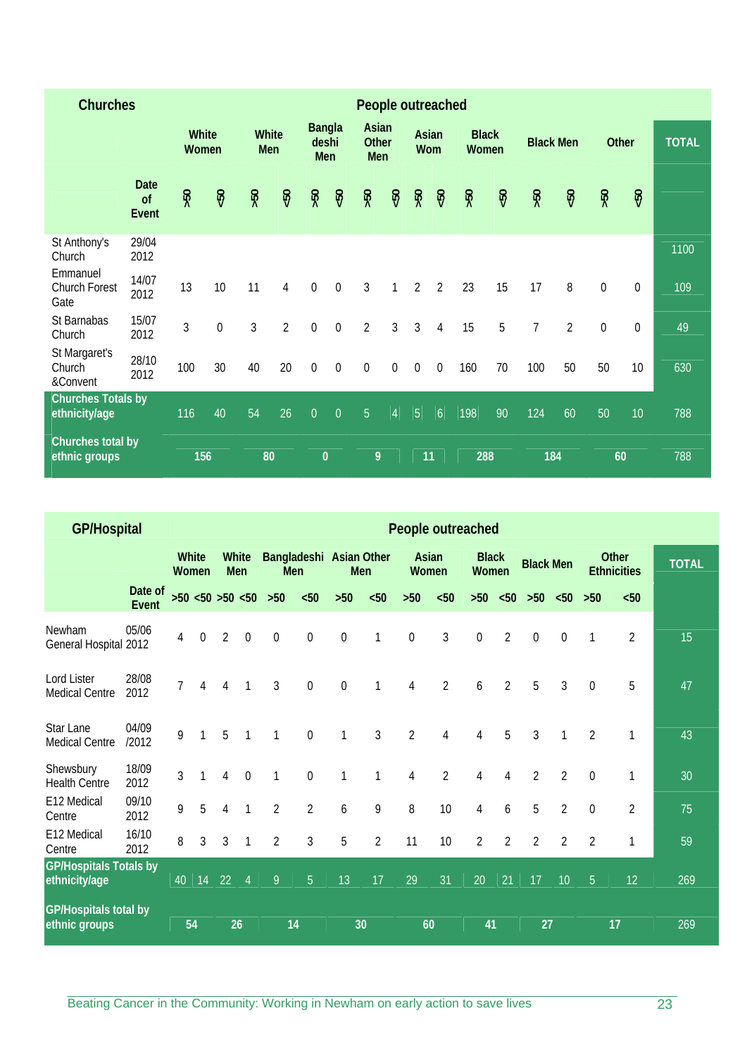| Churches | | People outreached | | | | | | | | | | | | | | | | |
|---|---|---|---|---|---|---|---|---|---|---|---|---|---|---|---|---|---|---|
| | | White Women | | White Men | | Bangladeshi Men | | Asian Other Men | | Asian Wom | | Black Women | | Black Men | | Other | | TOTAL |
| | Date of Event | >50 | <50 | >50 | <50 | >50 | <50 | >50 | <50 | >50 | <50 | >50 | <50 | >50 | <50 | >50 | <50 | |
| St Anthony's Church | 29/04 2012 | | | | | | | | | | | | | | | | | 1100 |
| Emmanuel Church Forest Gate | 14/07 2012 | 13 | 10 | 11 | 4 | 0 | 0 | 3 | 1 | 2 | 2 | 23 | 15 | 17 | 8 | 0 | 0 | 109 |
| St Barnabas Church | 15/07 2012 | 3 | 0 | 3 | 2 | 0 | 0 | 2 | 3 | 3 | 4 | 15 | 5 | 7 | 2 | 0 | 0 | 49 |
| St Margaret's Church &Convent | 28/10 2012 | 100 | 30 | 40 | 20 | 0 | 0 | 0 | 0 | 0 | 0 | 160 | 70 | 100 | 50 | 50 | 10 | 630 |
| Churches Totals by ethnicity/age | | 116 | 40 | 54 | 26 | 0 | 0 | 5 | 4 | 5 | 6 | 198 | 90 | 124 | 60 | 50 | 10 | 788 |
| Churches total by ethnic groups | | 156 | | 80 | | 0 | | 9 | | 11 | | 288 | | 184 | | 60 | | 788 |

| GP/Hospital | | People outreached | | | | | | | | | | | | | | | | |
|---|---|---|---|---|---|---|---|---|---|---|---|---|---|---|---|---|---|---|
| | | White Women | | White Men | | Bangladeshi Men | | Asian Other Men | | Asian Women | | Black Women | | Black Men | | Other Ethnicities | | TOTAL |
| | Date of Event | >50 | <50 | >50 | <50 | >50 | <50 | >50 | <50 | >50 | <50 | >50 | <50 | >50 | <50 | >50 | <50 | |
| Newham General Hospital | 05/06 2012 | 4 | 0 | 2 | 0 | 0 | 0 | 0 | 1 | 0 | 3 | 0 | 2 | 0 | 0 | 1 | 2 | 15 |
| Lord Lister Medical Centre | 28/08 2012 | 7 | 4 | 4 | 1 | 3 | 0 | 0 | 1 | 4 | 2 | 6 | 2 | 5 | 3 | 0 | 5 | 47 |
| Star Lane Medical Centre | 04/09 /2012 | 9 | 1 | 5 | 1 | 1 | 0 | 1 | 3 | 2 | 4 | 4 | 5 | 3 | 1 | 2 | 1 | 43 |
| Shewsbury Health Centre | 18/09 2012 | 3 | 1 | 4 | 0 | 1 | 0 | 1 | 1 | 4 | 2 | 4 | 4 | 2 | 2 | 0 | 1 | 30 |
| E12 Medical Centre | 09/10 2012 | 9 | 5 | 4 | 1 | 2 | 2 | 6 | 9 | 8 | 10 | 4 | 6 | 5 | 2 | 0 | 2 | 75 |
| E12 Medical Centre | 16/10 2012 | 8 | 3 | 3 | 1 | 2 | 3 | 5 | 2 | 11 | 10 | 2 | 2 | 2 | 2 | 2 | 1 | 59 |
| GP/Hospitals Totals by ethnicity/age | | 40 | 14 | 22 | 4 | 9 | 5 | 13 | 17 | 29 | 31 | 20 | 21 | 17 | 10 | 5 | 12 | 269 |
| GP/Hospitals total by ethnic groups | | 54 | | 26 | | 14 | | 30 | | 60 | | 41 | | 27 | | 17 | | 269 |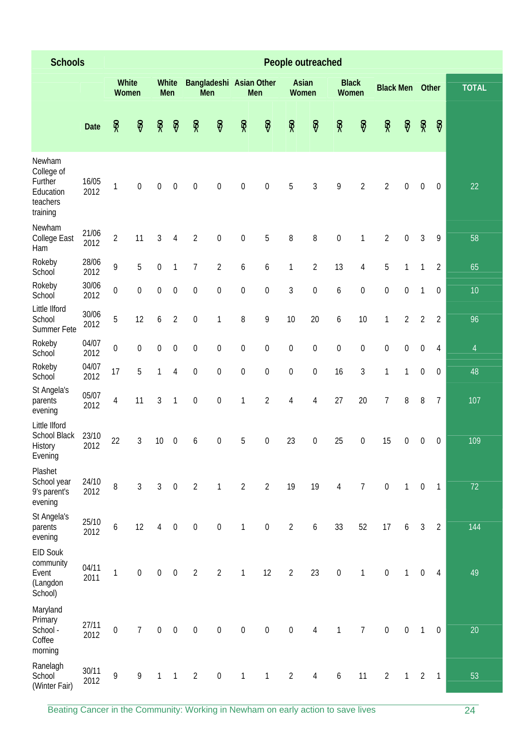| Schools | | People outreached | | | | | | | | | | | | | | | | TOTAL |
|---|---|---|---|---|---|---|---|---|---|---|---|---|---|---|---|---|---|---|
| | | White Women | | White Men | | Bangladeshi Men | | Asian Other Men | | Asian Women | | Black Women | | Black Men | | Other | | |
| | Date | ✂ | ☺ | ✂ | ☺ | ✂ | ☺ | ✂ | ☺ | ✂ | ☺ | ✂ | ☺ | ✂ | ☺ | ✂ | ☺ | |
| Newham College of Further Education teachers training | 16/05 2012 | 1 | 0 | 0 | 0 | 0 | 0 | 0 | 0 | 5 | 3 | 9 | 2 | 2 | 0 | 0 | 0 | 22 |
| Newham College East Ham | 21/06 2012 | 2 | 11 | 3 | 4 | 2 | 0 | 0 | 5 | 8 | 8 | 0 | 1 | 2 | 0 | 3 | 9 | 58 |
| Rokeby School | 28/06 2012 | 9 | 5 | 0 | 1 | 7 | 2 | 6 | 6 | 1 | 2 | 13 | 4 | 5 | 1 | 1 | 2 | 65 |
| Rokeby School | 30/06 2012 | 0 | 0 | 0 | 0 | 0 | 0 | 0 | 0 | 3 | 0 | 6 | 0 | 0 | 0 | 1 | 0 | 10 |
| Little Ilford School Summer Fete | 30/06 2012 | 5 | 12 | 6 | 2 | 0 | 1 | 8 | 9 | 10 | 20 | 6 | 10 | 1 | 2 | 2 | 2 | 96 |
| Rokeby School | 04/07 2012 | 0 | 0 | 0 | 0 | 0 | 0 | 0 | 0 | 0 | 0 | 0 | 0 | 0 | 0 | 0 | 4 | 4 |
| Rokeby School | 04/07 2012 | 17 | 5 | 1 | 4 | 0 | 0 | 0 | 0 | 0 | 0 | 16 | 3 | 1 | 1 | 0 | 0 | 48 |
| St Angela's parents evening | 05/07 2012 | 4 | 11 | 3 | 1 | 0 | 0 | 1 | 2 | 4 | 4 | 27 | 20 | 7 | 8 | 8 | 7 | 107 |
| Little Ilford School Black History Evening | 23/10 2012 | 22 | 3 | 10 | 0 | 6 | 0 | 5 | 0 | 23 | 0 | 25 | 0 | 15 | 0 | 0 | 0 | 109 |
| Plashet School year 9's parent's evening | 24/10 2012 | 8 | 3 | 3 | 0 | 2 | 1 | 2 | 2 | 19 | 19 | 4 | 7 | 0 | 1 | 0 | 1 | 72 |
| St Angela's parents evening | 25/10 2012 | 6 | 12 | 4 | 0 | 0 | 0 | 1 | 0 | 2 | 6 | 33 | 52 | 17 | 6 | 3 | 2 | 144 |
| EID Souk community Event (Langdon School) | 04/11 2011 | 1 | 0 | 0 | 0 | 2 | 2 | 1 | 12 | 2 | 23 | 0 | 1 | 0 | 1 | 0 | 4 | 49 |
| Maryland Primary School - Coffee morning | 27/11 2012 | 0 | 7 | 0 | 0 | 0 | 0 | 0 | 0 | 0 | 4 | 1 | 7 | 0 | 0 | 1 | 0 | 20 |
| Ranelagh School (Winter Fair) | 30/11 2012 | 9 | 9 | 1 | 1 | 2 | 0 | 1 | 1 | 2 | 4 | 6 | 11 | 2 | 1 | 2 | 1 | 53 |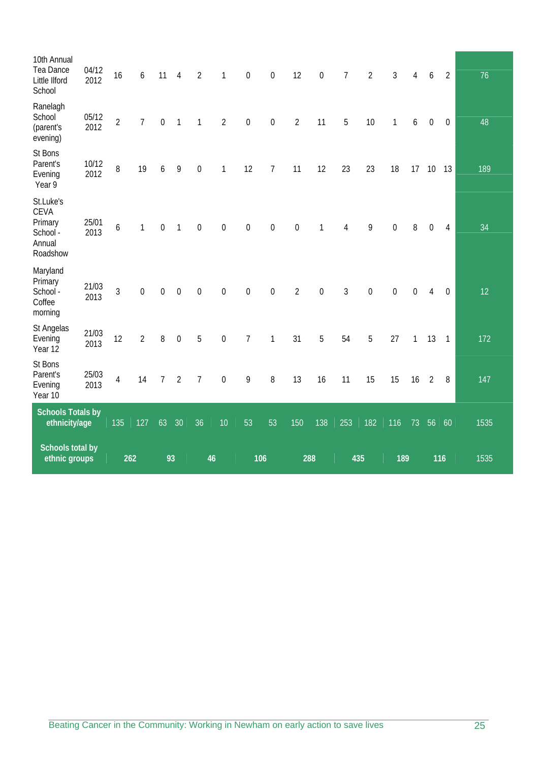| | | | | | | | | | | | | | | | | | | |
|---|---|---|---|---|---|---|---|---|---|---|---|---|---|---|---|---|---|---|
| 10th Annual Tea Dance Little Ilford School | 04/12 2012 | 16 | 6 | 11 | 4 | 2 | 1 | 0 | 0 | 12 | 0 | 7 | 2 | 3 | 4 | 6 | 2 | 76 |
| Ranelagh School (parent's evening) | 05/12 2012 | 2 | 7 | 0 | 1 | 1 | 2 | 0 | 0 | 2 | 11 | 5 | 10 | 1 | 6 | 0 | 0 | 48 |
| St Bons Parent's Evening Year 9 | 10/12 2012 | 8 | 19 | 6 | 9 | 0 | 1 | 12 | 7 | 11 | 12 | 23 | 23 | 18 | 17 | 10 | 13 | 189 |
| St.Luke's CEVA Primary School - Annual Roadshow | 25/01 2013 | 6 | 1 | 0 | 1 | 0 | 0 | 0 | 0 | 0 | 1 | 4 | 9 | 0 | 8 | 0 | 4 | 34 |
| Maryland Primary School - Coffee morning | 21/03 2013 | 3 | 0 | 0 | 0 | 0 | 0 | 0 | 0 | 2 | 0 | 3 | 0 | 0 | 0 | 4 | 0 | 12 |
| St Angelas Evening Year 12 | 21/03 2013 | 12 | 2 | 8 | 0 | 5 | 0 | 7 | 1 | 31 | 5 | 54 | 5 | 27 | 1 | 13 | 1 | 172 |
| St Bons Parent's Evening Year 10 | 25/03 2013 | 4 | 14 | 7 | 2 | 7 | 0 | 9 | 8 | 13 | 16 | 11 | 15 | 15 | 16 | 2 | 8 | 147 |
| **Schools Totals by ethnicity/age** | | 135 | 127 | 63 | 30 | 36 | 10 | 53 | 53 | 150 | 138 | 253 | 182 | 116 | 73 | 56 | 60 | 1535 |
| **Schools total by ethnic groups** | | **262** | | **93** | | **46** | | **106** | | **288** | | **435** | | **189** | | **116** | | 1535 |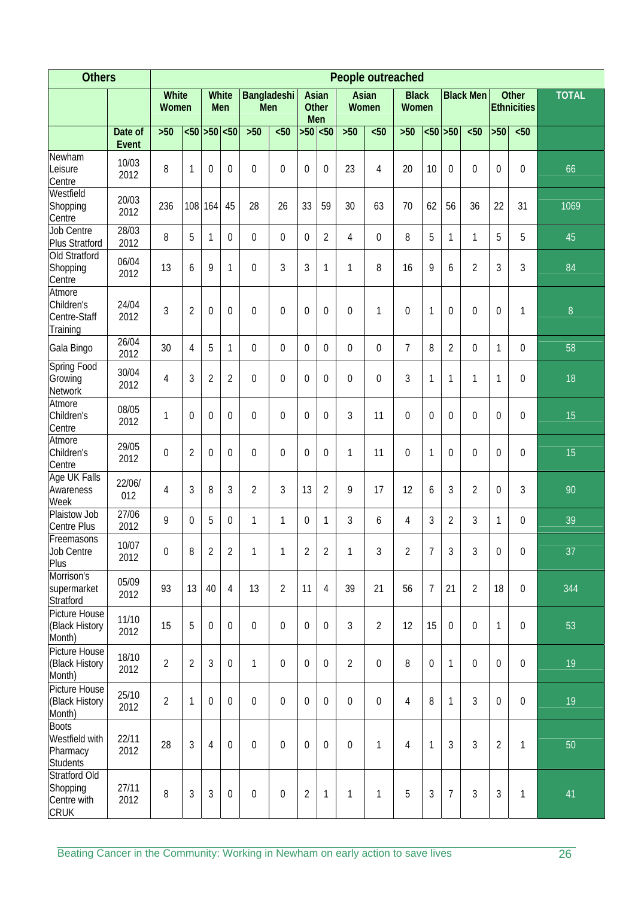| Others | | People outreached | | | | | | | | | | | | | | | | | |
|---|---|---|---|---|---|---|---|---|---|---|---|---|---|---|---|---|---|---|---|
| | | White Women | | White Men | | Bangladeshi Men | | Asian Other Men | | Asian Women | | Black Women | | Black Men | | Other Ethnicities | | TOTAL |
| | Date of Event | >50 | <50 | >50 | <50 | >50 | <50 | >50 | <50 | >50 | <50 | >50 | <50 | >50 | <50 | >50 | <50 | |
| Newham Leisure Centre | 10/03 2012 | 8 | 1 | 0 | 0 | 0 | 0 | 0 | 0 | 23 | 4 | 20 | 10 | 0 | 0 | 0 | 0 | 66 |
| Westfield Shopping Centre | 20/03 2012 | 236 | 108 | 164 | 45 | 28 | 26 | 33 | 59 | 30 | 63 | 70 | 62 | 56 | 36 | 22 | 31 | 1069 |
| Job Centre Plus Stratford | 28/03 2012 | 8 | 5 | 1 | 0 | 0 | 0 | 0 | 2 | 4 | 0 | 8 | 5 | 1 | 1 | 5 | 5 | 45 |
| Old Stratford Shopping Centre | 06/04 2012 | 13 | 6 | 9 | 1 | 0 | 3 | 3 | 1 | 1 | 8 | 16 | 9 | 6 | 2 | 3 | 3 | 84 |
| Atmore Children's Centre-Staff Training | 24/04 2012 | 3 | 2 | 0 | 0 | 0 | 0 | 0 | 0 | 0 | 1 | 0 | 1 | 0 | 0 | 0 | 1 | 8 |
| Gala Bingo | 26/04 2012 | 30 | 4 | 5 | 1 | 0 | 0 | 0 | 0 | 0 | 0 | 7 | 8 | 2 | 0 | 1 | 0 | 58 |
| Spring Food Growing Network | 30/04 2012 | 4 | 3 | 2 | 2 | 0 | 0 | 0 | 0 | 0 | 0 | 3 | 1 | 1 | 1 | 1 | 0 | 18 |
| Atmore Children's Centre | 08/05 2012 | 1 | 0 | 0 | 0 | 0 | 0 | 0 | 0 | 3 | 11 | 0 | 0 | 0 | 0 | 0 | 0 | 15 |
| Atmore Children's Centre | 29/05 2012 | 0 | 2 | 0 | 0 | 0 | 0 | 0 | 0 | 1 | 11 | 0 | 1 | 0 | 0 | 0 | 0 | 15 |
| Age UK Falls Awareness Week | 22/06/ 012 | 4 | 3 | 8 | 3 | 2 | 3 | 13 | 2 | 9 | 17 | 12 | 6 | 3 | 2 | 0 | 3 | 90 |
| Plaistow Job Centre Plus | 27/06 2012 | 9 | 0 | 5 | 0 | 1 | 1 | 0 | 1 | 3 | 6 | 4 | 3 | 2 | 3 | 1 | 0 | 39 |
| Freemasons Job Centre Plus | 10/07 2012 | 0 | 8 | 2 | 2 | 1 | 1 | 2 | 2 | 1 | 3 | 2 | 7 | 3 | 3 | 0 | 0 | 37 |
| Morrison's supermarket Stratford | 05/09 2012 | 93 | 13 | 40 | 4 | 13 | 2 | 11 | 4 | 39 | 21 | 56 | 7 | 21 | 2 | 18 | 0 | 344 |
| Picture House (Black History Month) | 11/10 2012 | 15 | 5 | 0 | 0 | 0 | 0 | 0 | 0 | 3 | 2 | 12 | 15 | 0 | 0 | 1 | 0 | 53 |
| Picture House (Black History Month) | 18/10 2012 | 2 | 2 | 3 | 0 | 1 | 0 | 0 | 0 | 2 | 0 | 8 | 0 | 1 | 0 | 0 | 0 | 19 |
| Picture House (Black History Month) | 25/10 2012 | 2 | 1 | 0 | 0 | 0 | 0 | 0 | 0 | 0 | 0 | 4 | 8 | 1 | 3 | 0 | 0 | 19 |
| Boots Westfield with Pharmacy Students | 22/11 2012 | 28 | 3 | 4 | 0 | 0 | 0 | 0 | 0 | 0 | 1 | 4 | 1 | 3 | 3 | 2 | 1 | 50 |
| Stratford Old Shopping Centre with CRUK | 27/11 2012 | 8 | 3 | 3 | 0 | 0 | 0 | 2 | 1 | 1 | 1 | 5 | 3 | 7 | 3 | 3 | 1 | 41 |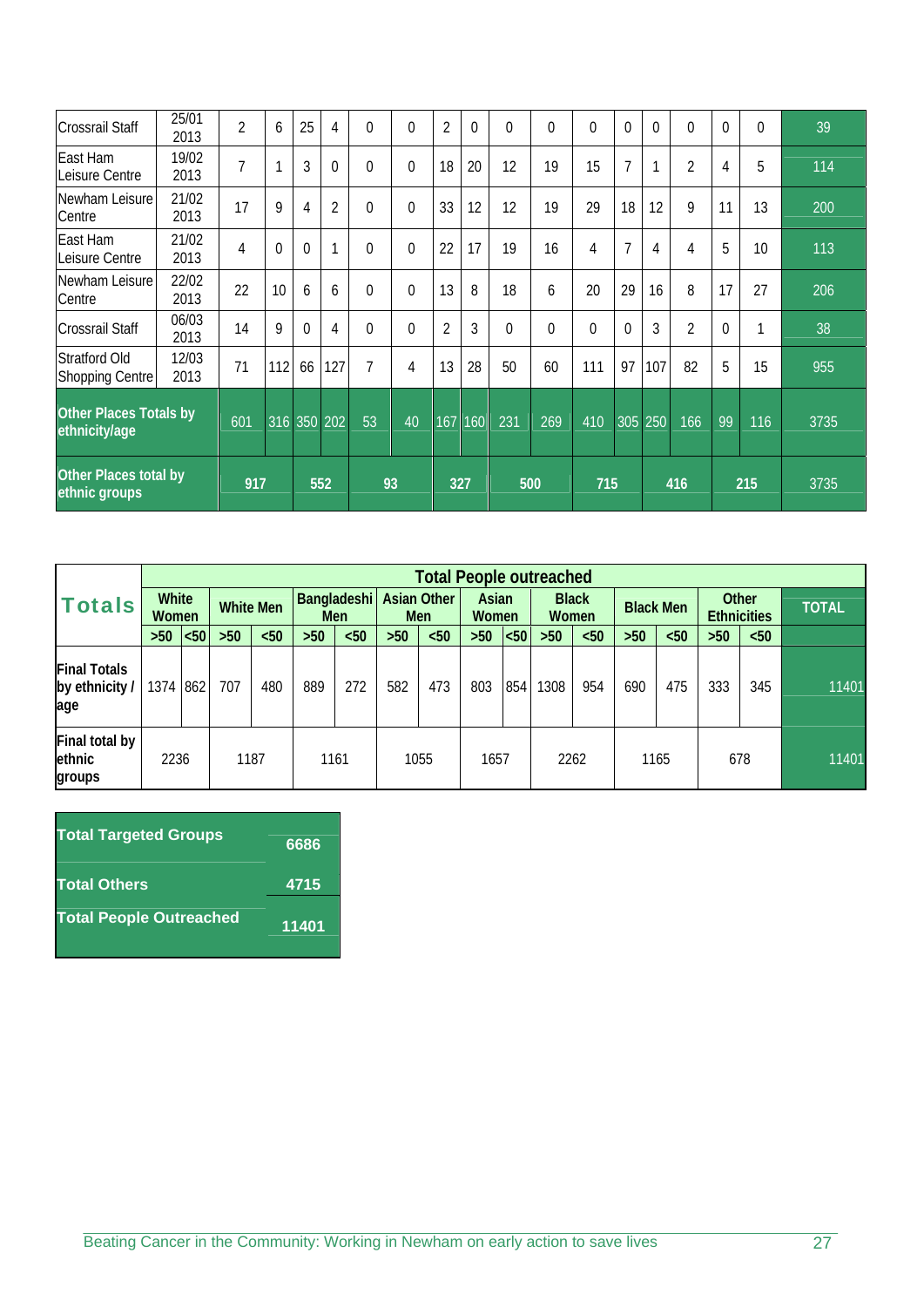| | | | | | | | | | | | | | | | | | | |
|---|---|---|---|---|---|---|---|---|---|---|---|---|---|---|---|---|---|---|
| Crossrail Staff | 25/01 2013 | 2 | 6 | 25 | 4 | 0 | 0 | 2 | 0 | 0 | 0 | 0 | 0 | 0 | 0 | 0 | 0 | 39 |
| East Ham Leisure Centre | 19/02 2013 | 7 | 1 | 3 | 0 | 0 | 0 | 18 | 20 | 12 | 19 | 15 | 7 | 1 | 2 | 4 | 5 | 114 |
| Newham Leisure Centre | 21/02 2013 | 17 | 9 | 4 | 2 | 0 | 0 | 33 | 12 | 12 | 19 | 29 | 18 | 12 | 9 | 11 | 13 | 200 |
| East Ham Leisure Centre | 21/02 2013 | 4 | 0 | 0 | 1 | 0 | 0 | 22 | 17 | 19 | 16 | 4 | 7 | 4 | 4 | 5 | 10 | 113 |
| Newham Leisure Centre | 22/02 2013 | 22 | 10 | 6 | 6 | 0 | 0 | 13 | 8 | 18 | 6 | 20 | 29 | 16 | 8 | 17 | 27 | 206 |
| Crossrail Staff | 06/03 2013 | 14 | 9 | 0 | 4 | 0 | 0 | 2 | 3 | 0 | 0 | 0 | 0 | 3 | 2 | 0 | 1 | 38 |
| Stratford Old Shopping Centre | 12/03 2013 | 71 | 112 | 66 | 127 | 7 | 4 | 13 | 28 | 50 | 60 | 111 | 97 | 107 | 82 | 5 | 15 | 955 |
| **Other Places Totals by ethnicity/age** | | 601 | 316 | 350 | 202 | 53 | 40 | 167 | 160 | 231 | 269 | 410 | 305 | 250 | 166 | 99 | 116 | 3735 |
| **Other Places total by ethnic groups** | | 917 | | 552 | | 93 | | 327 | | 500 | | 715 | | 416 | | 215 | | 3735 |

| **Totals** | **Total People outreached** | | | | | | | | | | | | | | | | |
|---|---|---|---|---|---|---|---|---|---|---|---|---|---|---|---|---|---|
| | **White Women** | | **White Men** | | **Bangladeshi Men** | | **Asian Other Men** | | **Asian Women** | | **Black Women** | | **Black Men** | | **Other Ethnicities** | | **TOTAL** |
| | **>50** | **<50** | **>50** | **<50** | **>50** | **<50** | **>50** | **<50** | **>50** | **<50** | **>50** | **<50** | **>50** | **<50** | **>50** | **<50** | |
| **Final Totals by ethnicity / age** | 1374 | 862 | 707 | 480 | 889 | 272 | 582 | 473 | 803 | 854 | 1308 | 954 | 690 | 475 | 333 | 345 | 11401 |
| **Final total by ethnic groups** | 2236 | | 1187 | | 1161 | | 1055 | | 1657 | | 2262 | | 1165 | | 678 | | 11401 |

| | |
|---|---|
| **Total Targeted Groups** | **6686** |
| **Total Others** | **4715** |
| **Total People Outreached** | **11401** |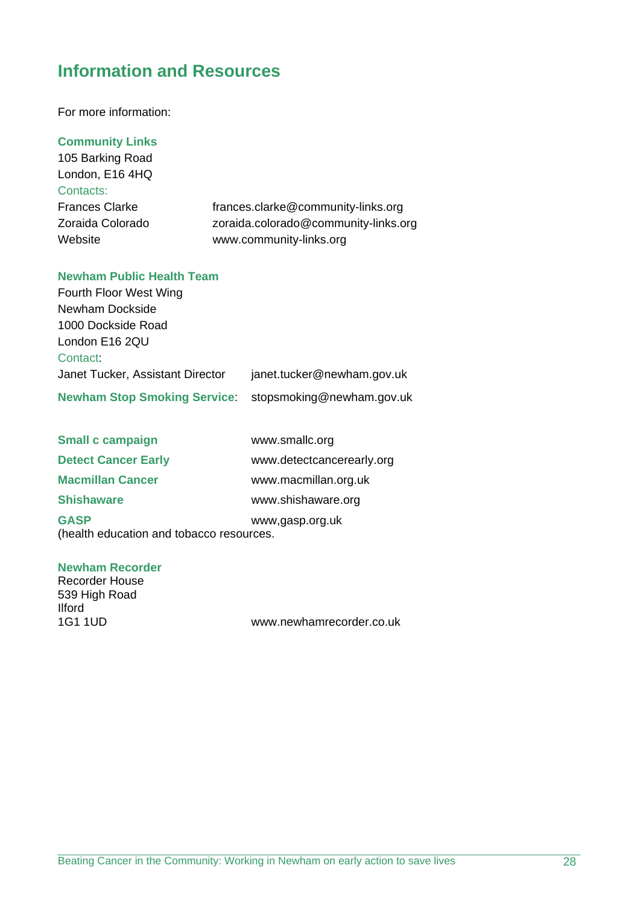## Information and Resources

For more information:

**Community Links**
105 Barking Road
London, E16 4HQ
Contacts:

Frances Clarke — frances.clarke@community-links.org
Zoraida Colorado — zoraida.colorado@community-links.org
Website — www.community-links.org

**Newham Public Health Team**
Fourth Floor West Wing
Newham Dockside
1000 Dockside Road
London E16 2QU
Contact:
Janet Tucker, Assistant Director — janet.tucker@newham.gov.uk

**Newham Stop Smoking Service**: stopsmoking@newham.gov.uk

**Small c campaign** — www.smallc.org

**Detect Cancer Early** — www.detectcancerearly.org

**Macmillan Cancer** — www.macmillan.org.uk

**Shishaware** — www.shishaware.org

**GASP** — www,gasp.org.uk
(health education and tobacco resources.

**Newham Recorder**
Recorder House
539 High Road
Ilford
1G1 1UD — www.newhamrecorder.co.uk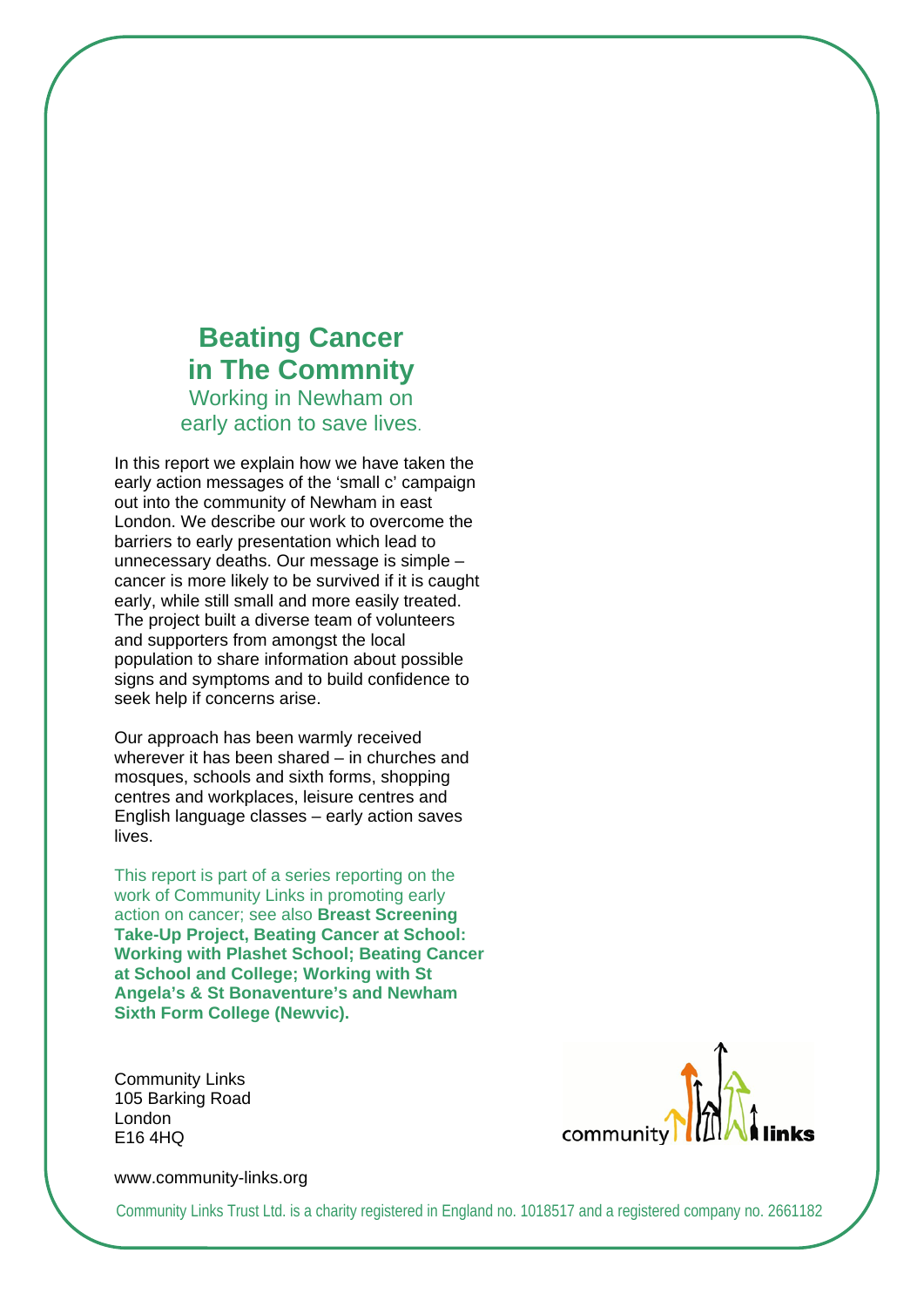# Beating Cancer in The Commnity

Working in Newham on early action to save lives.

In this report we explain how we have taken the early action messages of the 'small c' campaign out into the community of Newham in east London. We describe our work to overcome the barriers to early presentation which lead to unnecessary deaths. Our message is simple – cancer is more likely to be survived if it is caught early, while still small and more easily treated. The project built a diverse team of volunteers and supporters from amongst the local population to share information about possible signs and symptoms and to build confidence to seek help if concerns arise.

Our approach has been warmly received wherever it has been shared – in churches and mosques, schools and sixth forms, shopping centres and workplaces, leisure centres and English language classes – early action saves lives.

This report is part of a series reporting on the work of Community Links in promoting early action on cancer; see also **Breast Screening Take-Up Project, Beating Cancer at School: Working with Plashet School; Beating Cancer at School and College; Working with St Angela's & St Bonaventure's and Newham Sixth Form College (Newvic).**

Community Links
105 Barking Road
London
E16 4HQ

community links

www.community-links.org

Community Links Trust Ltd. is a charity registered in England no. 1018517 and a registered company no. 2661182